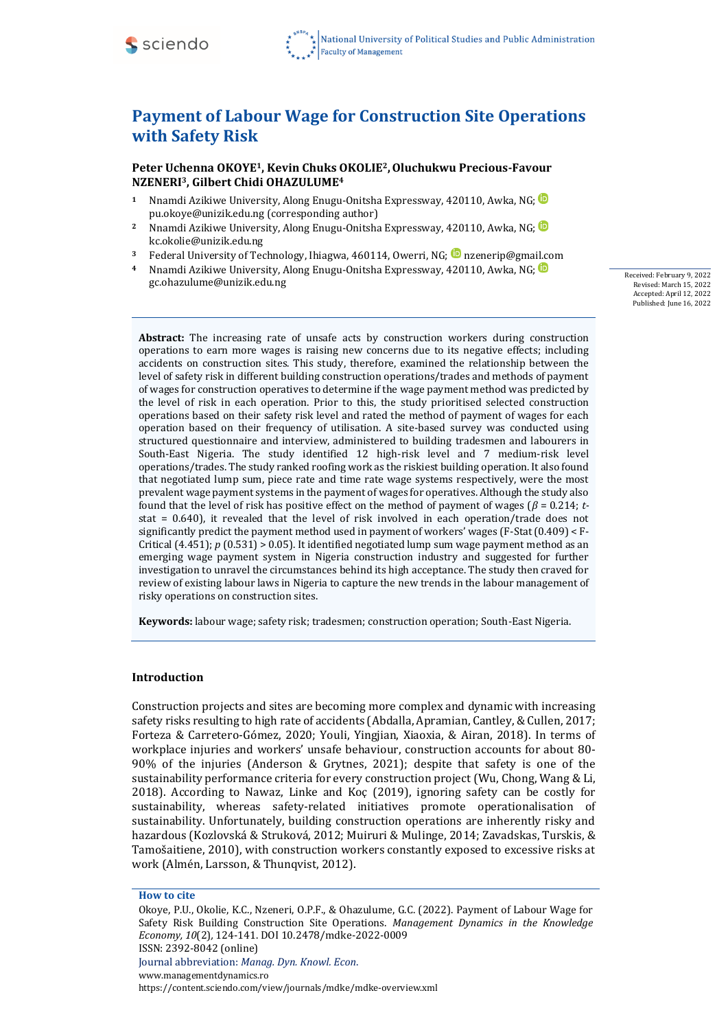# Payment of Labour Wage for Construction Site Operations with Safety Risk

**Peter Uchenna OKOYE[1], Kevin Chuks OKOLIE[2], Oluchukwu Precious-Favour NZENERI[3], Gilbert Chidi OHAZULUME[4]**

1. Nnamdi Azikiwe University, Along Enugu-Onitsha Expressway, 420110, Awka, NG; pu.okoye@unizik.edu.ng (corresponding author)
2. Nnamdi Azikiwe University, Along Enugu-Onitsha Expressway, 420110, Awka, NG; kc.okolie@unizik.edu.ng
3. Federal University of Technology, Ihiagwa, 460114, Owerri, NG; nzenerip@gmail.com
4. Nnamdi Azikiwe University, Along Enugu-Onitsha Expressway, 420110, Awka, NG; gc.ohazulume@unizik.edu.ng

Received: February 9, 2022
Revised: March 15, 2022
Accepted: April 12, 2022
Published: June 16, 2022

**Abstract:** The increasing rate of unsafe acts by construction workers during construction operations to earn more wages is raising new concerns due to its negative effects; including accidents on construction sites. This study, therefore, examined the relationship between the level of safety risk in different building construction operations/trades and methods of payment of wages for construction operatives to determine if the wage payment method was predicted by the level of risk in each operation. Prior to this, the study prioritised selected construction operations based on their safety risk level and rated the method of payment of wages for each operation based on their frequency of utilisation. A site-based survey was conducted using structured questionnaire and interview, administered to building tradesmen and labourers in South-East Nigeria. The study identified 12 high-risk level and 7 medium-risk level operations/trades. The study ranked roofing work as the riskiest building operation. It also found that negotiated lump sum, piece rate and time rate wage systems respectively, were the most prevalent wage payment systems in the payment of wages for operatives. Although the study also found that the level of risk has positive effect on the method of payment of wages ($\beta$ = 0.214; *t*-stat = 0.640), it revealed that the level of risk involved in each operation/trade does not significantly predict the payment method used in payment of workers' wages (F-Stat (0.409) < F-Critical (4.451); *p* (0.531) > 0.05). It identified negotiated lump sum wage payment method as an emerging wage payment system in Nigeria construction industry and suggested for further investigation to unravel the circumstances behind its high acceptance. The study then craved for review of existing labour laws in Nigeria to capture the new trends in the labour management of risky operations on construction sites.

**Keywords:** labour wage; safety risk; tradesmen; construction operation; South-East Nigeria.

## Introduction

Construction projects and sites are becoming more complex and dynamic with increasing safety risks resulting to high rate of accidents (Abdalla, Apramian, Cantley, & Cullen, 2017; Forteza & Carretero-Gómez, 2020; Youli, Yingjian, Xiaoxia, & Airan, 2018). In terms of workplace injuries and workers' unsafe behaviour, construction accounts for about 80-90% of the injuries (Anderson & Grytnes, 2021); despite that safety is one of the sustainability performance criteria for every construction project (Wu, Chong, Wang & Li, 2018). According to Nawaz, Linke and Koç (2019), ignoring safety can be costly for sustainability, whereas safety-related initiatives promote operationalisation of sustainability. Unfortunately, building construction operations are inherently risky and hazardous (Kozlovská & Struková, 2012; Muiruri & Mulinge, 2014; Zavadskas, Turskis, & Tamošaitiene, 2010), with construction workers constantly exposed to excessive risks at work (Almén, Larsson, & Thunqvist, 2012).

**How to cite**

Okoye, P.U., Okolie, K.C., Nzeneri, O.P.F., & Ohazulume, G.C. (2022). Payment of Labour Wage for Safety Risk Building Construction Site Operations. *Management Dynamics in the Knowledge Economy, 10*(2), 124-141. DOI 10.2478/mdke-2022-0009
ISSN: 2392-8042 (online)
Journal abbreviation: *Manag. Dyn. Knowl. Econ.*
www.managementdynamics.ro
https://content.sciendo.com/view/journals/mdke/mdke-overview.xml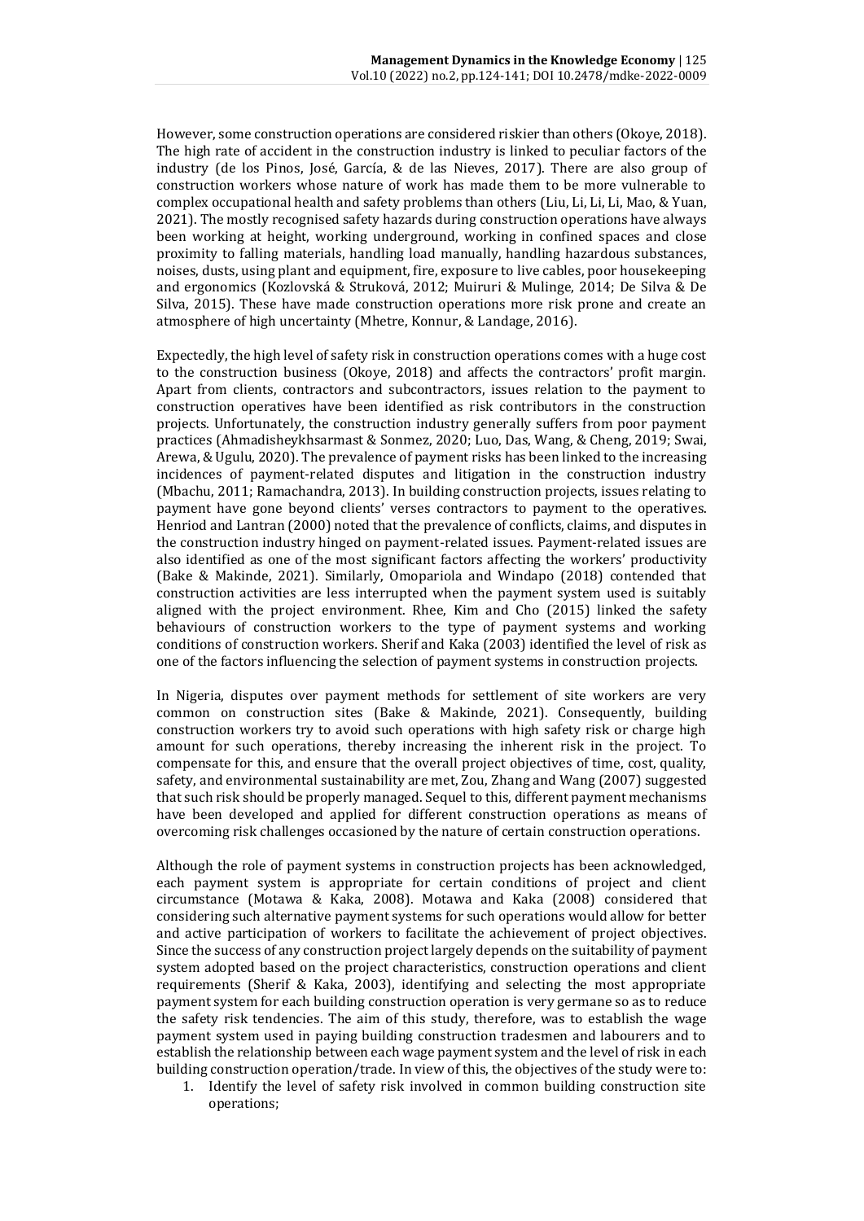However, some construction operations are considered riskier than others (Okoye, 2018). The high rate of accident in the construction industry is linked to peculiar factors of the industry (de los Pinos, José, García, & de las Nieves, 2017). There are also group of construction workers whose nature of work has made them to be more vulnerable to complex occupational health and safety problems than others (Liu, Li, Li, Li, Mao, & Yuan, 2021). The mostly recognised safety hazards during construction operations have always been working at height, working underground, working in confined spaces and close proximity to falling materials, handling load manually, handling hazardous substances, noises, dusts, using plant and equipment, fire, exposure to live cables, poor housekeeping and ergonomics (Kozlovská & Struková, 2012; Muiruri & Mulinge, 2014; De Silva & De Silva, 2015). These have made construction operations more risk prone and create an atmosphere of high uncertainty (Mhetre, Konnur, & Landage, 2016).

Expectedly, the high level of safety risk in construction operations comes with a huge cost to the construction business (Okoye, 2018) and affects the contractors' profit margin. Apart from clients, contractors and subcontractors, issues relation to the payment to construction operatives have been identified as risk contributors in the construction projects. Unfortunately, the construction industry generally suffers from poor payment practices (Ahmadisheykhsarmast & Sonmez, 2020; Luo, Das, Wang, & Cheng, 2019; Swai, Arewa, & Ugulu, 2020). The prevalence of payment risks has been linked to the increasing incidences of payment-related disputes and litigation in the construction industry (Mbachu, 2011; Ramachandra, 2013). In building construction projects, issues relating to payment have gone beyond clients' verses contractors to payment to the operatives. Henriod and Lantran (2000) noted that the prevalence of conflicts, claims, and disputes in the construction industry hinged on payment-related issues. Payment-related issues are also identified as one of the most significant factors affecting the workers' productivity (Bake & Makinde, 2021). Similarly, Omopariola and Windapo (2018) contended that construction activities are less interrupted when the payment system used is suitably aligned with the project environment. Rhee, Kim and Cho (2015) linked the safety behaviours of construction workers to the type of payment systems and working conditions of construction workers. Sherif and Kaka (2003) identified the level of risk as one of the factors influencing the selection of payment systems in construction projects.

In Nigeria, disputes over payment methods for settlement of site workers are very common on construction sites (Bake & Makinde, 2021). Consequently, building construction workers try to avoid such operations with high safety risk or charge high amount for such operations, thereby increasing the inherent risk in the project. To compensate for this, and ensure that the overall project objectives of time, cost, quality, safety, and environmental sustainability are met, Zou, Zhang and Wang (2007) suggested that such risk should be properly managed. Sequel to this, different payment mechanisms have been developed and applied for different construction operations as means of overcoming risk challenges occasioned by the nature of certain construction operations.

Although the role of payment systems in construction projects has been acknowledged, each payment system is appropriate for certain conditions of project and client circumstance (Motawa & Kaka, 2008). Motawa and Kaka (2008) considered that considering such alternative payment systems for such operations would allow for better and active participation of workers to facilitate the achievement of project objectives. Since the success of any construction project largely depends on the suitability of payment system adopted based on the project characteristics, construction operations and client requirements (Sherif & Kaka, 2003), identifying and selecting the most appropriate payment system for each building construction operation is very germane so as to reduce the safety risk tendencies. The aim of this study, therefore, was to establish the wage payment system used in paying building construction tradesmen and labourers and to establish the relationship between each wage payment system and the level of risk in each building construction operation/trade. In view of this, the objectives of the study were to:

1. Identify the level of safety risk involved in common building construction site operations;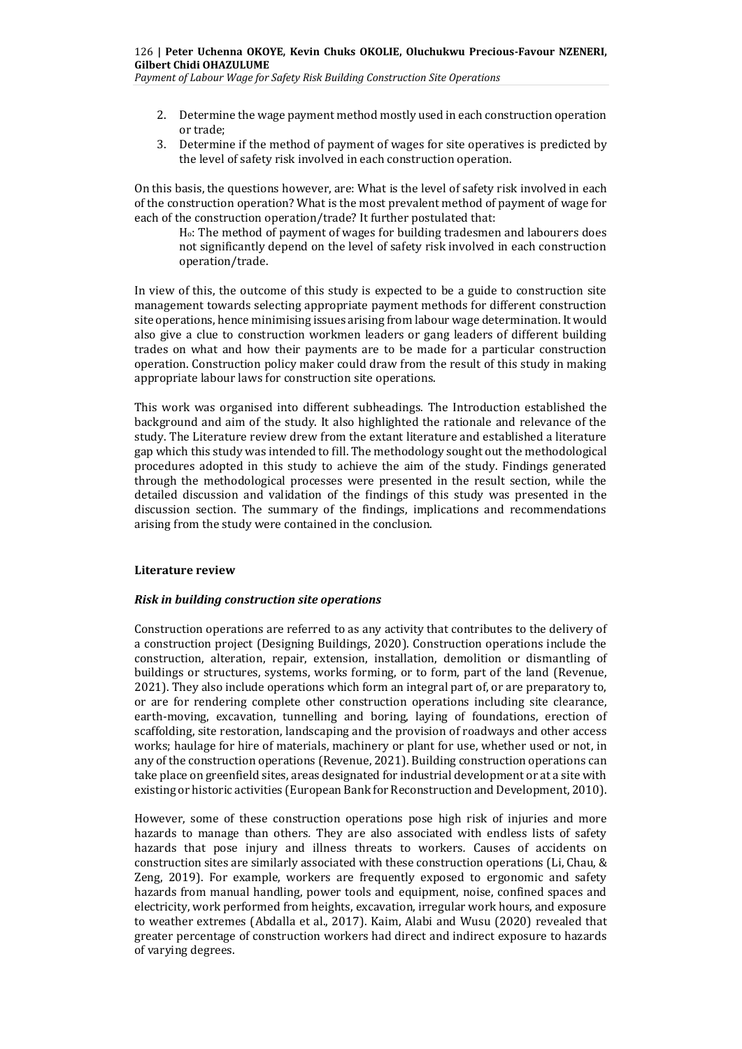2. Determine the wage payment method mostly used in each construction operation or trade;
3. Determine if the method of payment of wages for site operatives is predicted by the level of safety risk involved in each construction operation.

On this basis, the questions however, are: What is the level of safety risk involved in each of the construction operation? What is the most prevalent method of payment of wage for each of the construction operation/trade? It further postulated that:

> $H_0$: The method of payment of wages for building tradesmen and labourers does not significantly depend on the level of safety risk involved in each construction operation/trade.

In view of this, the outcome of this study is expected to be a guide to construction site management towards selecting appropriate payment methods for different construction site operations, hence minimising issues arising from labour wage determination. It would also give a clue to construction workmen leaders or gang leaders of different building trades on what and how their payments are to be made for a particular construction operation. Construction policy maker could draw from the result of this study in making appropriate labour laws for construction site operations.

This work was organised into different subheadings. The Introduction established the background and aim of the study. It also highlighted the rationale and relevance of the study. The Literature review drew from the extant literature and established a literature gap which this study was intended to fill. The methodology sought out the methodological procedures adopted in this study to achieve the aim of the study. Findings generated through the methodological processes were presented in the result section, while the detailed discussion and validation of the findings of this study was presented in the discussion section. The summary of the findings, implications and recommendations arising from the study were contained in the conclusion.

## Literature review

### *Risk in building construction site operations*

Construction operations are referred to as any activity that contributes to the delivery of a construction project (Designing Buildings, 2020). Construction operations include the construction, alteration, repair, extension, installation, demolition or dismantling of buildings or structures, systems, works forming, or to form, part of the land (Revenue, 2021). They also include operations which form an integral part of, or are preparatory to, or are for rendering complete other construction operations including site clearance, earth-moving, excavation, tunnelling and boring, laying of foundations, erection of scaffolding, site restoration, landscaping and the provision of roadways and other access works; haulage for hire of materials, machinery or plant for use, whether used or not, in any of the construction operations (Revenue, 2021). Building construction operations can take place on greenfield sites, areas designated for industrial development or at a site with existing or historic activities (European Bank for Reconstruction and Development, 2010).

However, some of these construction operations pose high risk of injuries and more hazards to manage than others. They are also associated with endless lists of safety hazards that pose injury and illness threats to workers. Causes of accidents on construction sites are similarly associated with these construction operations (Li, Chau, & Zeng, 2019). For example, workers are frequently exposed to ergonomic and safety hazards from manual handling, power tools and equipment, noise, confined spaces and electricity, work performed from heights, excavation, irregular work hours, and exposure to weather extremes (Abdalla et al., 2017). Kaim, Alabi and Wusu (2020) revealed that greater percentage of construction workers had direct and indirect exposure to hazards of varying degrees.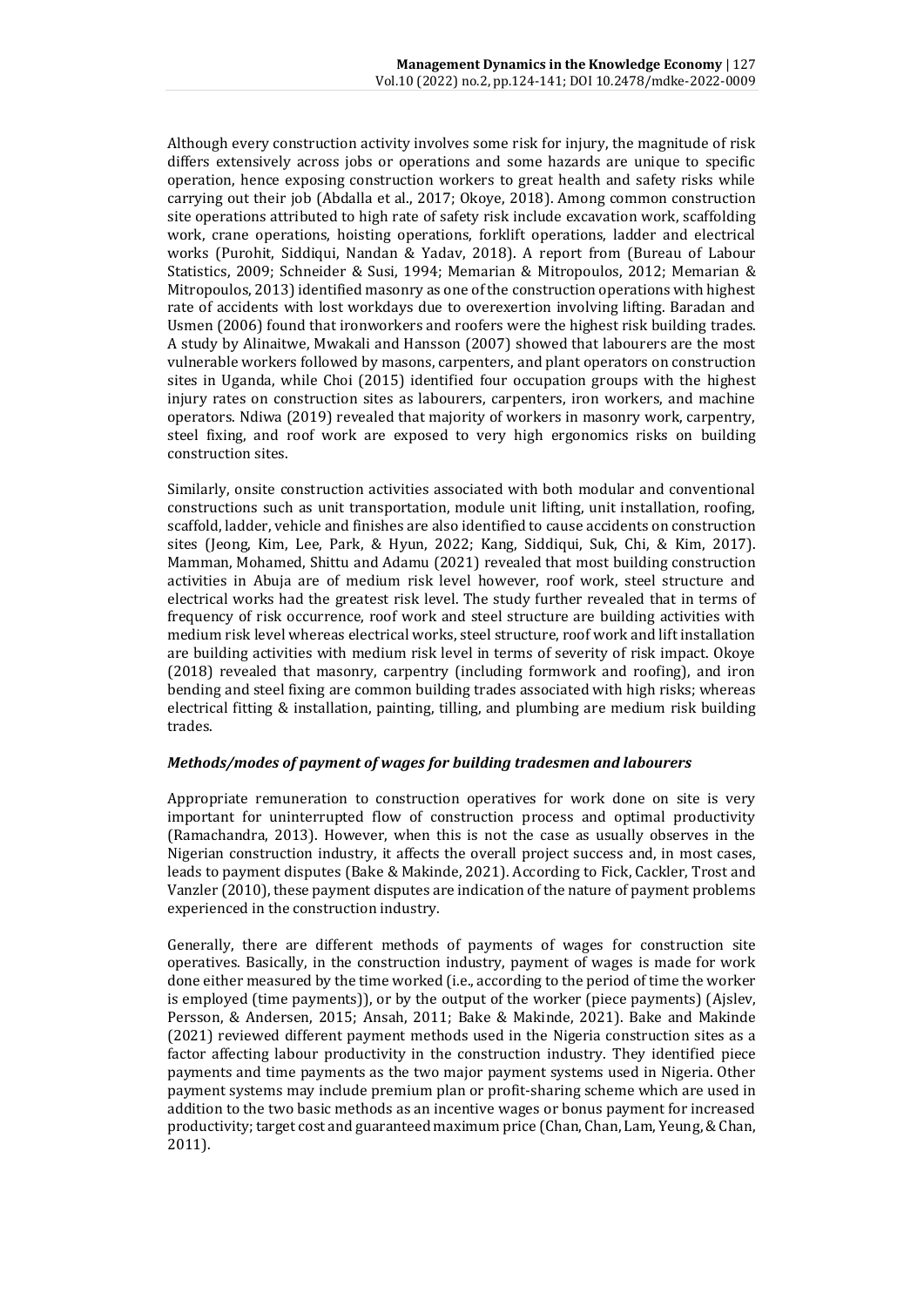Although every construction activity involves some risk for injury, the magnitude of risk differs extensively across jobs or operations and some hazards are unique to specific operation, hence exposing construction workers to great health and safety risks while carrying out their job (Abdalla et al., 2017; Okoye, 2018). Among common construction site operations attributed to high rate of safety risk include excavation work, scaffolding work, crane operations, hoisting operations, forklift operations, ladder and electrical works (Purohit, Siddiqui, Nandan & Yadav, 2018). A report from (Bureau of Labour Statistics, 2009; Schneider & Susi, 1994; Memarian & Mitropoulos, 2012; Memarian & Mitropoulos, 2013) identified masonry as one of the construction operations with highest rate of accidents with lost workdays due to overexertion involving lifting. Baradan and Usmen (2006) found that ironworkers and roofers were the highest risk building trades. A study by Alinaitwe, Mwakali and Hansson (2007) showed that labourers are the most vulnerable workers followed by masons, carpenters, and plant operators on construction sites in Uganda, while Choi (2015) identified four occupation groups with the highest injury rates on construction sites as labourers, carpenters, iron workers, and machine operators. Ndiwa (2019) revealed that majority of workers in masonry work, carpentry, steel fixing, and roof work are exposed to very high ergonomics risks on building construction sites.

Similarly, onsite construction activities associated with both modular and conventional constructions such as unit transportation, module unit lifting, unit installation, roofing, scaffold, ladder, vehicle and finishes are also identified to cause accidents on construction sites (Jeong, Kim, Lee, Park, & Hyun, 2022; Kang, Siddiqui, Suk, Chi, & Kim, 2017). Mamman, Mohamed, Shittu and Adamu (2021) revealed that most building construction activities in Abuja are of medium risk level however, roof work, steel structure and electrical works had the greatest risk level. The study further revealed that in terms of frequency of risk occurrence, roof work and steel structure are building activities with medium risk level whereas electrical works, steel structure, roof work and lift installation are building activities with medium risk level in terms of severity of risk impact. Okoye (2018) revealed that masonry, carpentry (including formwork and roofing), and iron bending and steel fixing are common building trades associated with high risks; whereas electrical fitting & installation, painting, tilling, and plumbing are medium risk building trades.

### *Methods/modes of payment of wages for building tradesmen and labourers*

Appropriate remuneration to construction operatives for work done on site is very important for uninterrupted flow of construction process and optimal productivity (Ramachandra, 2013). However, when this is not the case as usually observes in the Nigerian construction industry, it affects the overall project success and, in most cases, leads to payment disputes (Bake & Makinde, 2021). According to Fick, Cackler, Trost and Vanzler (2010), these payment disputes are indication of the nature of payment problems experienced in the construction industry.

Generally, there are different methods of payments of wages for construction site operatives. Basically, in the construction industry, payment of wages is made for work done either measured by the time worked (i.e., according to the period of time the worker is employed (time payments)), or by the output of the worker (piece payments) (Ajslev, Persson, & Andersen, 2015; Ansah, 2011; Bake & Makinde, 2021). Bake and Makinde (2021) reviewed different payment methods used in the Nigeria construction sites as a factor affecting labour productivity in the construction industry. They identified piece payments and time payments as the two major payment systems used in Nigeria. Other payment systems may include premium plan or profit-sharing scheme which are used in addition to the two basic methods as an incentive wages or bonus payment for increased productivity; target cost and guaranteed maximum price (Chan, Chan, Lam, Yeung, & Chan, 2011).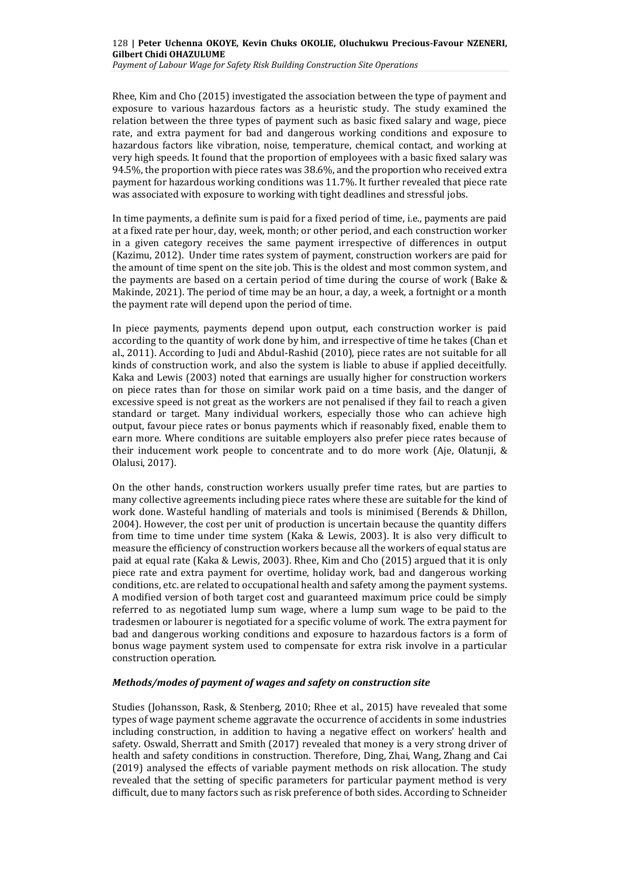Rhee, Kim and Cho (2015) investigated the association between the type of payment and exposure to various hazardous factors as a heuristic study. The study examined the relation between the three types of payment such as basic fixed salary and wage, piece rate, and extra payment for bad and dangerous working conditions and exposure to hazardous factors like vibration, noise, temperature, chemical contact, and working at very high speeds. It found that the proportion of employees with a basic fixed salary was 94.5%, the proportion with piece rates was 38.6%, and the proportion who received extra payment for hazardous working conditions was 11.7%. It further revealed that piece rate was associated with exposure to working with tight deadlines and stressful jobs.

In time payments, a definite sum is paid for a fixed period of time, i.e., payments are paid at a fixed rate per hour, day, week, month; or other period, and each construction worker in a given category receives the same payment irrespective of differences in output (Kazimu, 2012). Under time rates system of payment, construction workers are paid for the amount of time spent on the site job. This is the oldest and most common system, and the payments are based on a certain period of time during the course of work (Bake & Makinde, 2021). The period of time may be an hour, a day, a week, a fortnight or a month the payment rate will depend upon the period of time.

In piece payments, payments depend upon output, each construction worker is paid according to the quantity of work done by him, and irrespective of time he takes (Chan et al., 2011). According to Judi and Abdul-Rashid (2010), piece rates are not suitable for all kinds of construction work, and also the system is liable to abuse if applied deceitfully. Kaka and Lewis (2003) noted that earnings are usually higher for construction workers on piece rates than for those on similar work paid on a time basis, and the danger of excessive speed is not great as the workers are not penalised if they fail to reach a given standard or target. Many individual workers, especially those who can achieve high output, favour piece rates or bonus payments which if reasonably fixed, enable them to earn more. Where conditions are suitable employers also prefer piece rates because of their inducement work people to concentrate and to do more work (Aje, Olatunji, & Olalusi, 2017).

On the other hands, construction workers usually prefer time rates, but are parties to many collective agreements including piece rates where these are suitable for the kind of work done. Wasteful handling of materials and tools is minimised (Berends & Dhillon, 2004). However, the cost per unit of production is uncertain because the quantity differs from time to time under time system (Kaka & Lewis, 2003). It is also very difficult to measure the efficiency of construction workers because all the workers of equal status are paid at equal rate (Kaka & Lewis, 2003). Rhee, Kim and Cho (2015) argued that it is only piece rate and extra payment for overtime, holiday work, bad and dangerous working conditions, etc. are related to occupational health and safety among the payment systems. A modified version of both target cost and guaranteed maximum price could be simply referred to as negotiated lump sum wage, where a lump sum wage to be paid to the tradesmen or labourer is negotiated for a specific volume of work. The extra payment for bad and dangerous working conditions and exposure to hazardous factors is a form of bonus wage payment system used to compensate for extra risk involve in a particular construction operation.

### *Methods/modes of payment of wages and safety on construction site*

Studies (Johansson, Rask, & Stenberg, 2010; Rhee et al., 2015) have revealed that some types of wage payment scheme aggravate the occurrence of accidents in some industries including construction, in addition to having a negative effect on workers' health and safety. Oswald, Sherratt and Smith (2017) revealed that money is a very strong driver of health and safety conditions in construction. Therefore, Ding, Zhai, Wang, Zhang and Cai (2019) analysed the effects of variable payment methods on risk allocation. The study revealed that the setting of specific parameters for particular payment method is very difficult, due to many factors such as risk preference of both sides. According to Schneider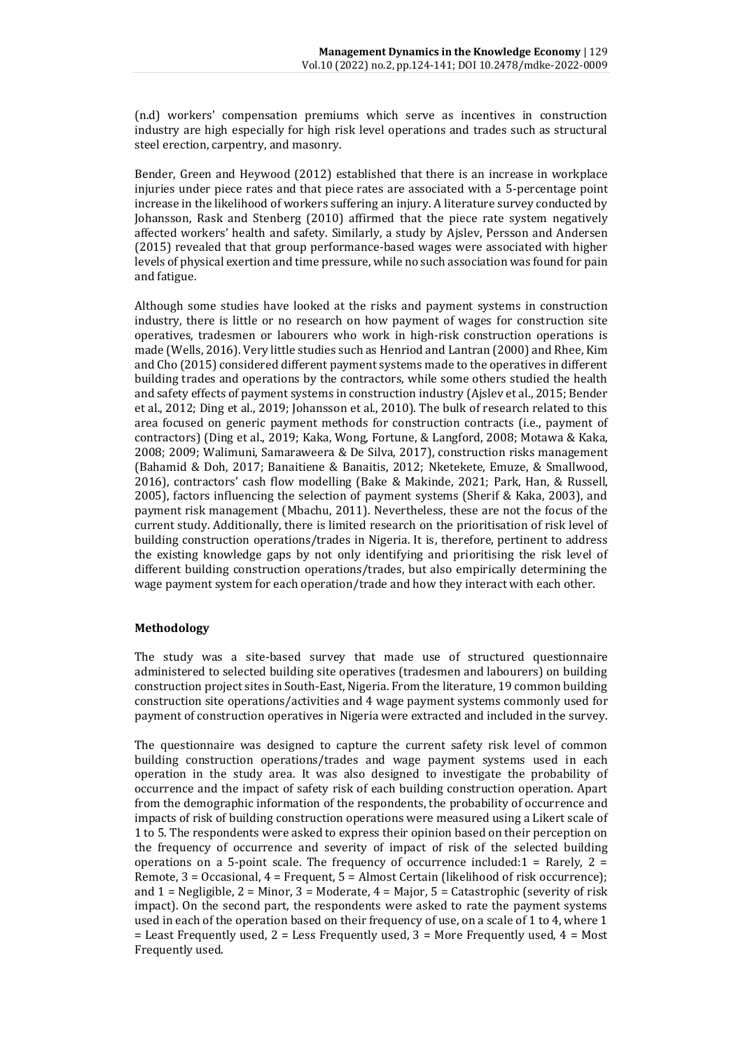(n.d) workers' compensation premiums which serve as incentives in construction industry are high especially for high risk level operations and trades such as structural steel erection, carpentry, and masonry.

Bender, Green and Heywood (2012) established that there is an increase in workplace injuries under piece rates and that piece rates are associated with a 5-percentage point increase in the likelihood of workers suffering an injury. A literature survey conducted by Johansson, Rask and Stenberg (2010) affirmed that the piece rate system negatively affected workers' health and safety. Similarly, a study by Ajslev, Persson and Andersen (2015) revealed that that group performance-based wages were associated with higher levels of physical exertion and time pressure, while no such association was found for pain and fatigue.

Although some studies have looked at the risks and payment systems in construction industry, there is little or no research on how payment of wages for construction site operatives, tradesmen or labourers who work in high-risk construction operations is made (Wells, 2016). Very little studies such as Henriod and Lantran (2000) and Rhee, Kim and Cho (2015) considered different payment systems made to the operatives in different building trades and operations by the contractors, while some others studied the health and safety effects of payment systems in construction industry (Ajslev et al., 2015; Bender et al., 2012; Ding et al., 2019; Johansson et al., 2010). The bulk of research related to this area focused on generic payment methods for construction contracts (i.e., payment of contractors) (Ding et al., 2019; Kaka, Wong, Fortune, & Langford, 2008; Motawa & Kaka, 2008; 2009; Walimuni, Samaraweera & De Silva, 2017), construction risks management (Bahamid & Doh, 2017; Banaitiene & Banaitis, 2012; Nketekete, Emuze, & Smallwood, 2016), contractors' cash flow modelling (Bake & Makinde, 2021; Park, Han, & Russell, 2005), factors influencing the selection of payment systems (Sherif & Kaka, 2003), and payment risk management (Mbachu, 2011). Nevertheless, these are not the focus of the current study. Additionally, there is limited research on the prioritisation of risk level of building construction operations/trades in Nigeria. It is, therefore, pertinent to address the existing knowledge gaps by not only identifying and prioritising the risk level of different building construction operations/trades, but also empirically determining the wage payment system for each operation/trade and how they interact with each other.

## Methodology

The study was a site-based survey that made use of structured questionnaire administered to selected building site operatives (tradesmen and labourers) on building construction project sites in South-East, Nigeria. From the literature, 19 common building construction site operations/activities and 4 wage payment systems commonly used for payment of construction operatives in Nigeria were extracted and included in the survey.

The questionnaire was designed to capture the current safety risk level of common building construction operations/trades and wage payment systems used in each operation in the study area. It was also designed to investigate the probability of occurrence and the impact of safety risk of each building construction operation. Apart from the demographic information of the respondents, the probability of occurrence and impacts of risk of building construction operations were measured using a Likert scale of 1 to 5. The respondents were asked to express their opinion based on their perception on the frequency of occurrence and severity of impact of risk of the selected building operations on a 5-point scale. The frequency of occurrence included:1 = Rarely, 2 = Remote, 3 = Occasional, 4 = Frequent, 5 = Almost Certain (likelihood of risk occurrence); and 1 = Negligible, 2 = Minor, 3 = Moderate, 4 = Major, 5 = Catastrophic (severity of risk impact). On the second part, the respondents were asked to rate the payment systems used in each of the operation based on their frequency of use, on a scale of 1 to 4, where 1 = Least Frequently used, 2 = Less Frequently used, 3 = More Frequently used, 4 = Most Frequently used.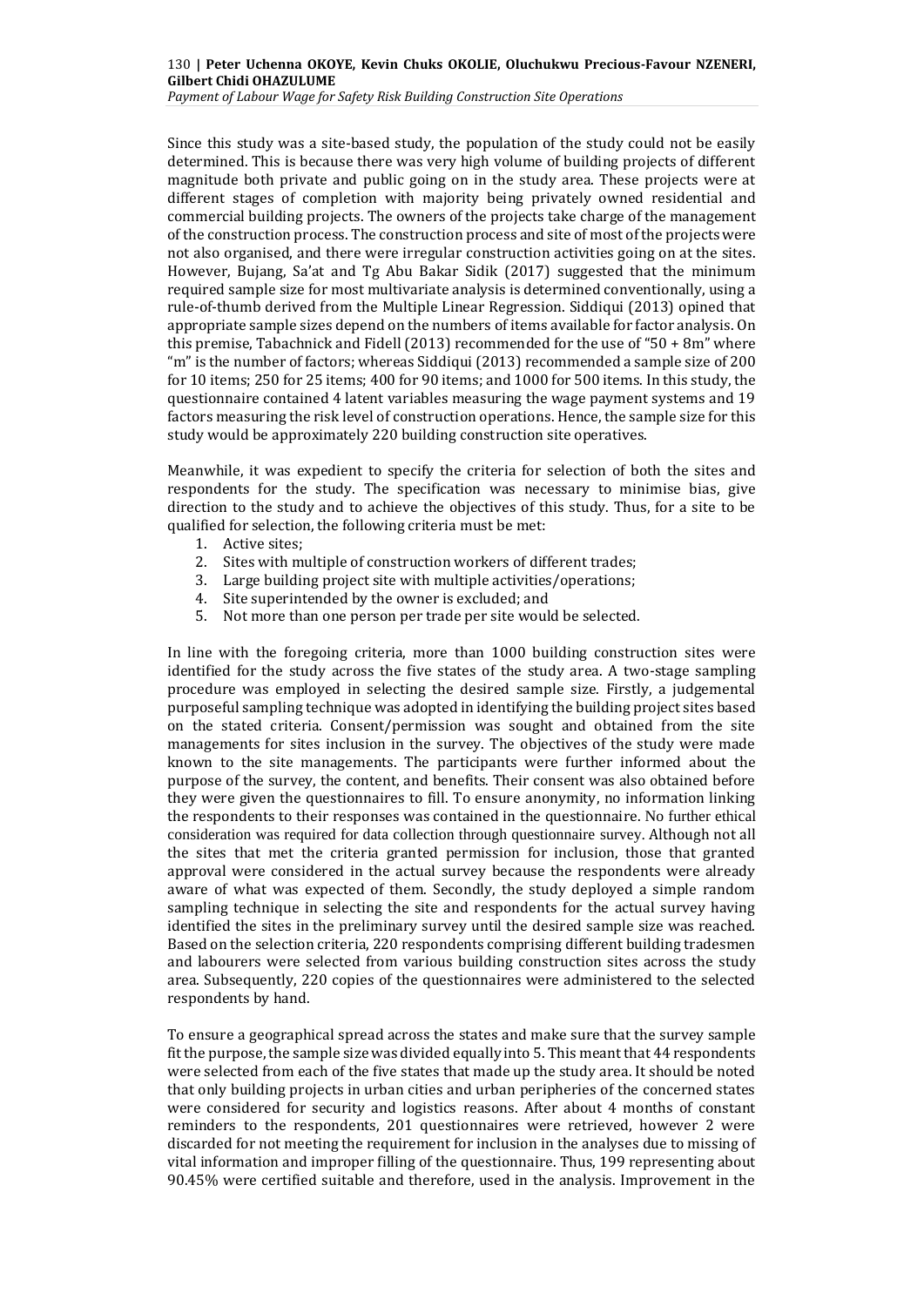Since this study was a site-based study, the population of the study could not be easily determined. This is because there was very high volume of building projects of different magnitude both private and public going on in the study area. These projects were at different stages of completion with majority being privately owned residential and commercial building projects. The owners of the projects take charge of the management of the construction process. The construction process and site of most of the projects were not also organised, and there were irregular construction activities going on at the sites. However, Bujang, Sa'at and Tg Abu Bakar Sidik (2017) suggested that the minimum required sample size for most multivariate analysis is determined conventionally, using a rule-of-thumb derived from the Multiple Linear Regression. Siddiqui (2013) opined that appropriate sample sizes depend on the numbers of items available for factor analysis. On this premise, Tabachnick and Fidell (2013) recommended for the use of "50 + 8m" where "m" is the number of factors; whereas Siddiqui (2013) recommended a sample size of 200 for 10 items; 250 for 25 items; 400 for 90 items; and 1000 for 500 items. In this study, the questionnaire contained 4 latent variables measuring the wage payment systems and 19 factors measuring the risk level of construction operations. Hence, the sample size for this study would be approximately 220 building construction site operatives.

Meanwhile, it was expedient to specify the criteria for selection of both the sites and respondents for the study. The specification was necessary to minimise bias, give direction to the study and to achieve the objectives of this study. Thus, for a site to be qualified for selection, the following criteria must be met:

1. Active sites;
2. Sites with multiple of construction workers of different trades;
3. Large building project site with multiple activities/operations;
4. Site superintended by the owner is excluded; and
5. Not more than one person per trade per site would be selected.

In line with the foregoing criteria, more than 1000 building construction sites were identified for the study across the five states of the study area. A two-stage sampling procedure was employed in selecting the desired sample size. Firstly, a judgemental purposeful sampling technique was adopted in identifying the building project sites based on the stated criteria. Consent/permission was sought and obtained from the site managements for sites inclusion in the survey. The objectives of the study were made known to the site managements. The participants were further informed about the purpose of the survey, the content, and benefits. Their consent was also obtained before they were given the questionnaires to fill. To ensure anonymity, no information linking the respondents to their responses was contained in the questionnaire. No further ethical consideration was required for data collection through questionnaire survey. Although not all the sites that met the criteria granted permission for inclusion, those that granted approval were considered in the actual survey because the respondents were already aware of what was expected of them. Secondly, the study deployed a simple random sampling technique in selecting the site and respondents for the actual survey having identified the sites in the preliminary survey until the desired sample size was reached. Based on the selection criteria, 220 respondents comprising different building tradesmen and labourers were selected from various building construction sites across the study area. Subsequently, 220 copies of the questionnaires were administered to the selected respondents by hand.

To ensure a geographical spread across the states and make sure that the survey sample fit the purpose, the sample size was divided equally into 5. This meant that 44 respondents were selected from each of the five states that made up the study area. It should be noted that only building projects in urban cities and urban peripheries of the concerned states were considered for security and logistics reasons. After about 4 months of constant reminders to the respondents, 201 questionnaires were retrieved, however 2 were discarded for not meeting the requirement for inclusion in the analyses due to missing of vital information and improper filling of the questionnaire. Thus, 199 representing about 90.45% were certified suitable and therefore, used in the analysis. Improvement in the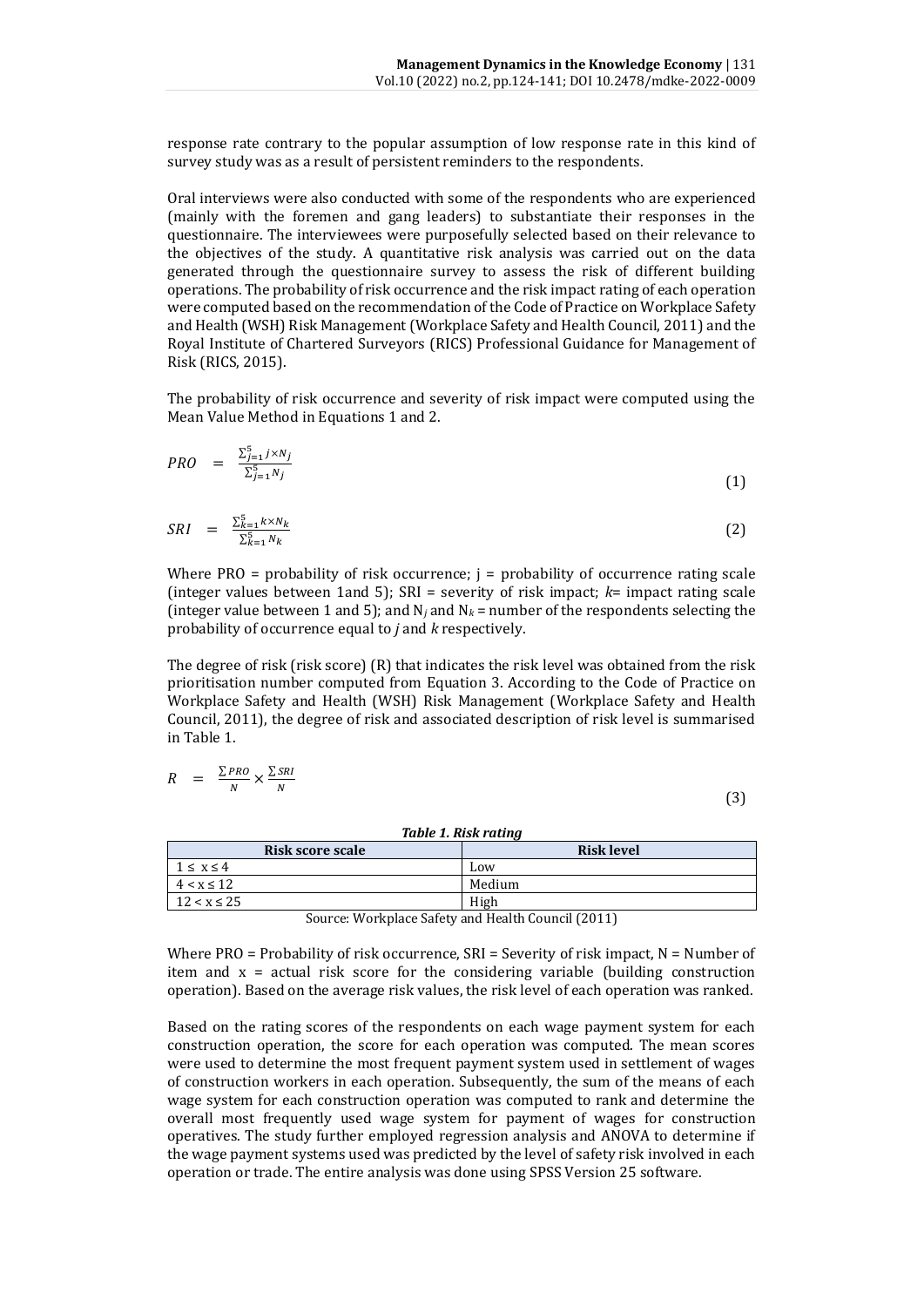response rate contrary to the popular assumption of low response rate in this kind of survey study was as a result of persistent reminders to the respondents.

Oral interviews were also conducted with some of the respondents who are experienced (mainly with the foremen and gang leaders) to substantiate their responses in the questionnaire. The interviewees were purposefully selected based on their relevance to the objectives of the study. A quantitative risk analysis was carried out on the data generated through the questionnaire survey to assess the risk of different building operations. The probability of risk occurrence and the risk impact rating of each operation were computed based on the recommendation of the Code of Practice on Workplace Safety and Health (WSH) Risk Management (Workplace Safety and Health Council, 2011) and the Royal Institute of Chartered Surveyors (RICS) Professional Guidance for Management of Risk (RICS, 2015).

The probability of risk occurrence and severity of risk impact were computed using the Mean Value Method in Equations 1 and 2.

$$PRO = \frac{\sum_{j=1}^{5} j \times N_j}{\sum_{j=1}^{5} N_j} \tag{1}$$

$$SRI = \frac{\sum_{k=1}^{5} k \times N_k}{\sum_{k=1}^{5} N_k} \tag{2}$$

Where PRO = probability of risk occurrence; j = probability of occurrence rating scale (integer values between 1and 5); SRI = severity of risk impact; *k*= impact rating scale (integer value between 1 and 5); and $N_j$ and $N_k$ = number of the respondents selecting the probability of occurrence equal to *j* and *k* respectively.

The degree of risk (risk score) (R) that indicates the risk level was obtained from the risk prioritisation number computed from Equation 3. According to the Code of Practice on Workplace Safety and Health (WSH) Risk Management (Workplace Safety and Health Council, 2011), the degree of risk and associated description of risk level is summarised in Table 1.

$$R = \frac{\sum PRO}{N} \times \frac{\sum SRI}{N} \tag{3}$$

***Table 1. Risk rating***

| Risk score scale | Risk level |
|---|---|
| $1 \leq x \leq 4$ | Low |
| $4 < x \leq 12$ | Medium |
| $12 < x \leq 25$ | High |

Source: Workplace Safety and Health Council (2011)

Where PRO = Probability of risk occurrence, SRI = Severity of risk impact, N = Number of item and x = actual risk score for the considering variable (building construction operation). Based on the average risk values, the risk level of each operation was ranked.

Based on the rating scores of the respondents on each wage payment system for each construction operation, the score for each operation was computed. The mean scores were used to determine the most frequent payment system used in settlement of wages of construction workers in each operation. Subsequently, the sum of the means of each wage system for each construction operation was computed to rank and determine the overall most frequently used wage system for payment of wages for construction operatives. The study further employed regression analysis and ANOVA to determine if the wage payment systems used was predicted by the level of safety risk involved in each operation or trade. The entire analysis was done using SPSS Version 25 software.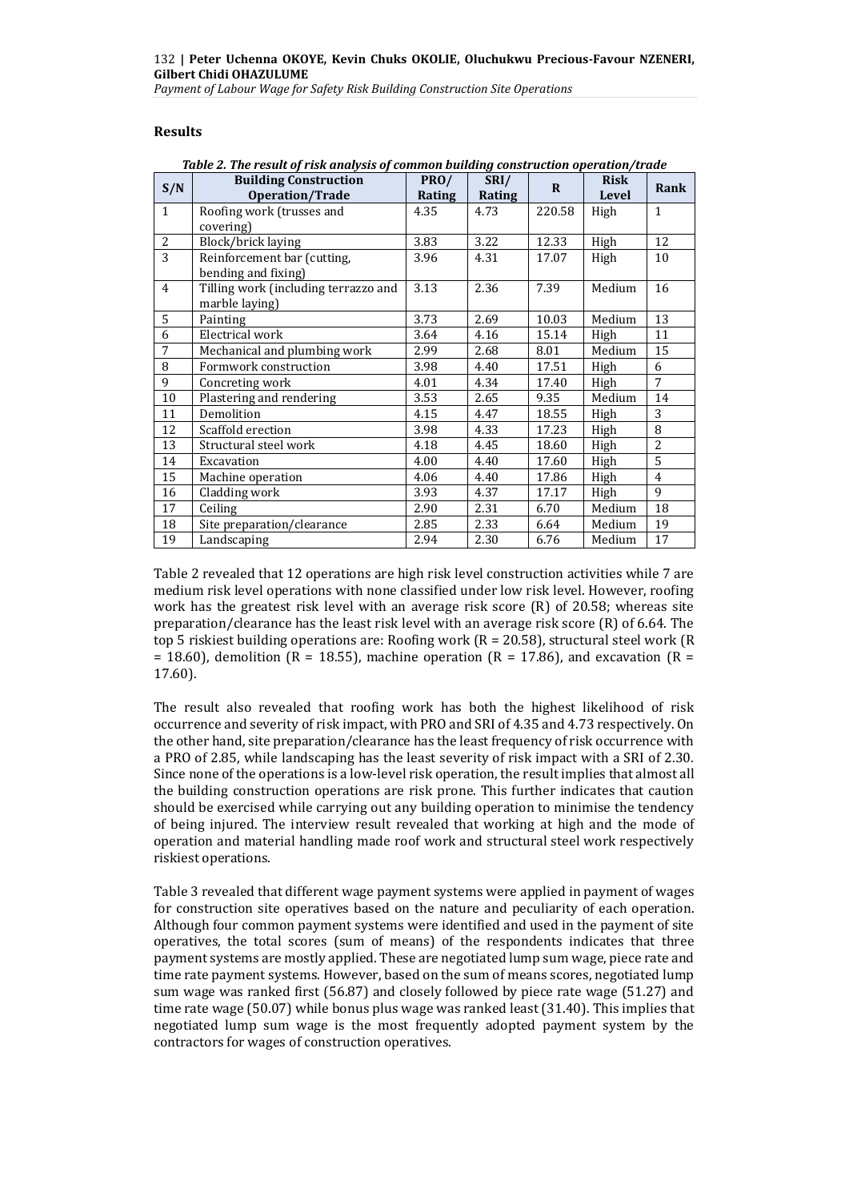## Results

*Table 2. The result of risk analysis of common building construction operation/trade*

| S/N | Building Construction Operation/Trade | PRO/ Rating | SRI/ Rating | R | Risk Level | Rank |
|---|---|---|---|---|---|---|
| 1 | Roofing work (trusses and covering) | 4.35 | 4.73 | 220.58 | High | 1 |
| 2 | Block/brick laying | 3.83 | 3.22 | 12.33 | High | 12 |
| 3 | Reinforcement bar (cutting, bending and fixing) | 3.96 | 4.31 | 17.07 | High | 10 |
| 4 | Tilling work (including terrazzo and marble laying) | 3.13 | 2.36 | 7.39 | Medium | 16 |
| 5 | Painting | 3.73 | 2.69 | 10.03 | Medium | 13 |
| 6 | Electrical work | 3.64 | 4.16 | 15.14 | High | 11 |
| 7 | Mechanical and plumbing work | 2.99 | 2.68 | 8.01 | Medium | 15 |
| 8 | Formwork construction | 3.98 | 4.40 | 17.51 | High | 6 |
| 9 | Concreting work | 4.01 | 4.34 | 17.40 | High | 7 |
| 10 | Plastering and rendering | 3.53 | 2.65 | 9.35 | Medium | 14 |
| 11 | Demolition | 4.15 | 4.47 | 18.55 | High | 3 |
| 12 | Scaffold erection | 3.98 | 4.33 | 17.23 | High | 8 |
| 13 | Structural steel work | 4.18 | 4.45 | 18.60 | High | 2 |
| 14 | Excavation | 4.00 | 4.40 | 17.60 | High | 5 |
| 15 | Machine operation | 4.06 | 4.40 | 17.86 | High | 4 |
| 16 | Cladding work | 3.93 | 4.37 | 17.17 | High | 9 |
| 17 | Ceiling | 2.90 | 2.31 | 6.70 | Medium | 18 |
| 18 | Site preparation/clearance | 2.85 | 2.33 | 6.64 | Medium | 19 |
| 19 | Landscaping | 2.94 | 2.30 | 6.76 | Medium | 17 |

Table 2 revealed that 12 operations are high risk level construction activities while 7 are medium risk level operations with none classified under low risk level. However, roofing work has the greatest risk level with an average risk score (R) of 20.58; whereas site preparation/clearance has the least risk level with an average risk score (R) of 6.64. The top 5 riskiest building operations are: Roofing work (R = 20.58), structural steel work (R = 18.60), demolition (R = 18.55), machine operation (R = 17.86), and excavation (R = 17.60).

The result also revealed that roofing work has both the highest likelihood of risk occurrence and severity of risk impact, with PRO and SRI of 4.35 and 4.73 respectively. On the other hand, site preparation/clearance has the least frequency of risk occurrence with a PRO of 2.85, while landscaping has the least severity of risk impact with a SRI of 2.30. Since none of the operations is a low-level risk operation, the result implies that almost all the building construction operations are risk prone. This further indicates that caution should be exercised while carrying out any building operation to minimise the tendency of being injured. The interview result revealed that working at high and the mode of operation and material handling made roof work and structural steel work respectively riskiest operations.

Table 3 revealed that different wage payment systems were applied in payment of wages for construction site operatives based on the nature and peculiarity of each operation. Although four common payment systems were identified and used in the payment of site operatives, the total scores (sum of means) of the respondents indicates that three payment systems are mostly applied. These are negotiated lump sum wage, piece rate and time rate payment systems. However, based on the sum of means scores, negotiated lump sum wage was ranked first (56.87) and closely followed by piece rate wage (51.27) and time rate wage (50.07) while bonus plus wage was ranked least (31.40). This implies that negotiated lump sum wage is the most frequently adopted payment system by the contractors for wages of construction operatives.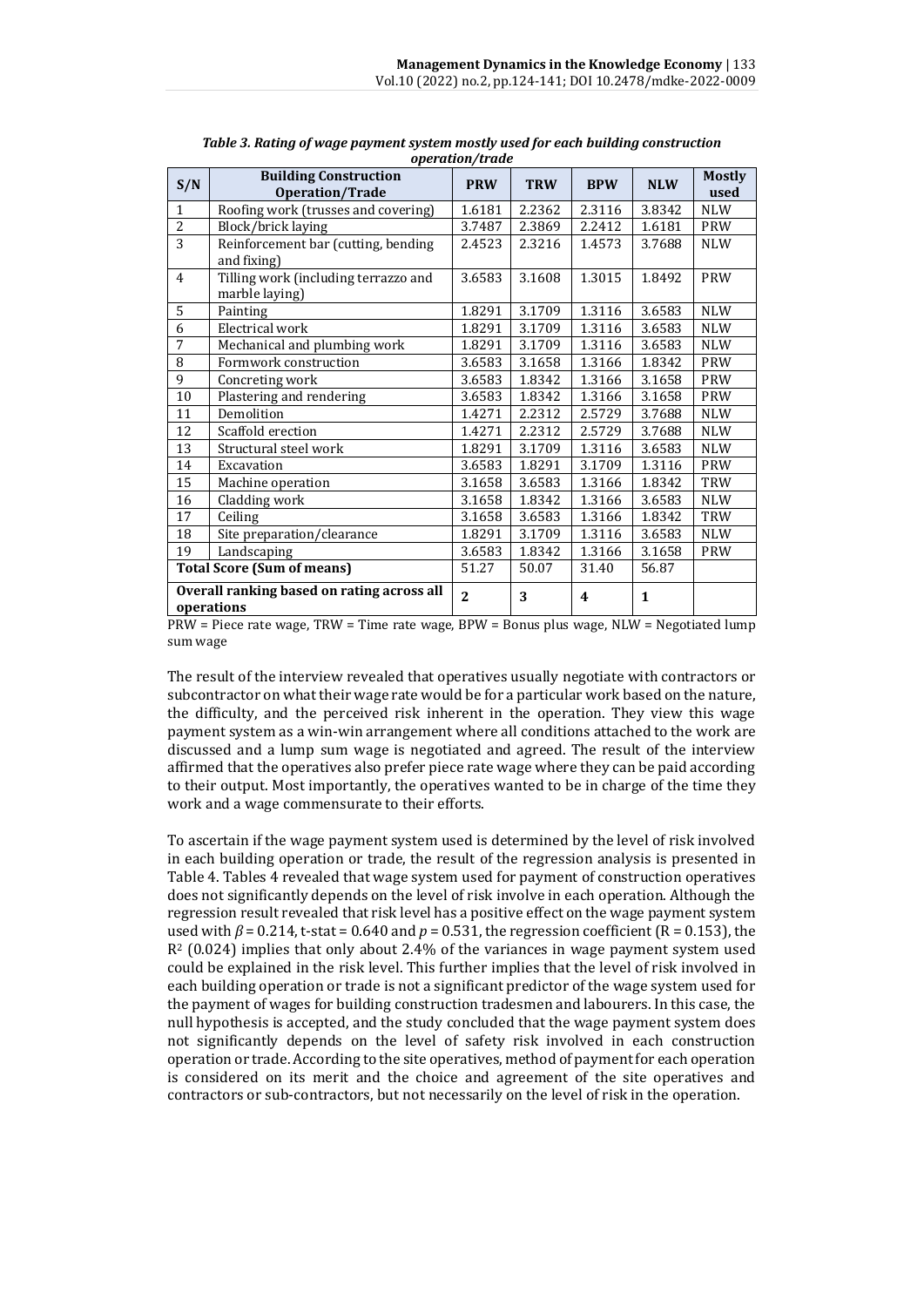*Table 3. Rating of wage payment system mostly used for each building construction operation/trade*

| S/N | Building Construction Operation/Trade | PRW | TRW | BPW | NLW | Mostly used |
|---|---|---|---|---|---|---|
| 1 | Roofing work (trusses and covering) | 1.6181 | 2.2362 | 2.3116 | 3.8342 | NLW |
| 2 | Block/brick laying | 3.7487 | 2.3869 | 2.2412 | 1.6181 | PRW |
| 3 | Reinforcement bar (cutting, bending and fixing) | 2.4523 | 2.3216 | 1.4573 | 3.7688 | NLW |
| 4 | Tilling work (including terrazzo and marble laying) | 3.6583 | 3.1608 | 1.3015 | 1.8492 | PRW |
| 5 | Painting | 1.8291 | 3.1709 | 1.3116 | 3.6583 | NLW |
| 6 | Electrical work | 1.8291 | 3.1709 | 1.3116 | 3.6583 | NLW |
| 7 | Mechanical and plumbing work | 1.8291 | 3.1709 | 1.3116 | 3.6583 | NLW |
| 8 | Formwork construction | 3.6583 | 3.1658 | 1.3166 | 1.8342 | PRW |
| 9 | Concreting work | 3.6583 | 1.8342 | 1.3166 | 3.1658 | PRW |
| 10 | Plastering and rendering | 3.6583 | 1.8342 | 1.3166 | 3.1658 | PRW |
| 11 | Demolition | 1.4271 | 2.2312 | 2.5729 | 3.7688 | NLW |
| 12 | Scaffold erection | 1.4271 | 2.2312 | 2.5729 | 3.7688 | NLW |
| 13 | Structural steel work | 1.8291 | 3.1709 | 1.3116 | 3.6583 | NLW |
| 14 | Excavation | 3.6583 | 1.8291 | 3.1709 | 1.3116 | PRW |
| 15 | Machine operation | 3.1658 | 3.6583 | 1.3166 | 1.8342 | TRW |
| 16 | Cladding work | 3.1658 | 1.8342 | 1.3166 | 3.6583 | NLW |
| 17 | Ceiling | 3.1658 | 3.6583 | 1.3166 | 1.8342 | TRW |
| 18 | Site preparation/clearance | 1.8291 | 3.1709 | 1.3116 | 3.6583 | NLW |
| 19 | Landscaping | 3.6583 | 1.8342 | 1.3166 | 3.1658 | PRW |
| **Total Score (Sum of means)** | | 51.27 | 50.07 | 31.40 | 56.87 | |
| **Overall ranking based on rating across all operations** | | **2** | **3** | **4** | **1** | |

PRW = Piece rate wage, TRW = Time rate wage, BPW = Bonus plus wage, NLW = Negotiated lump sum wage

The result of the interview revealed that operatives usually negotiate with contractors or subcontractor on what their wage rate would be for a particular work based on the nature, the difficulty, and the perceived risk inherent in the operation. They view this wage payment system as a win-win arrangement where all conditions attached to the work are discussed and a lump sum wage is negotiated and agreed. The result of the interview affirmed that the operatives also prefer piece rate wage where they can be paid according to their output. Most importantly, the operatives wanted to be in charge of the time they work and a wage commensurate to their efforts.

To ascertain if the wage payment system used is determined by the level of risk involved in each building operation or trade, the result of the regression analysis is presented in Table 4. Tables 4 revealed that wage system used for payment of construction operatives does not significantly depends on the level of risk involve in each operation. Although the regression result revealed that risk level has a positive effect on the wage payment system used with $\beta = 0.214$, t-stat = 0.640 and $p = 0.531$, the regression coefficient (R = 0.153), the $R^2$ (0.024) implies that only about 2.4% of the variances in wage payment system used could be explained in the risk level. This further implies that the level of risk involved in each building operation or trade is not a significant predictor of the wage system used for the payment of wages for building construction tradesmen and labourers. In this case, the null hypothesis is accepted, and the study concluded that the wage payment system does not significantly depends on the level of safety risk involved in each construction operation or trade. According to the site operatives, method of payment for each operation is considered on its merit and the choice and agreement of the site operatives and contractors or sub-contractors, but not necessarily on the level of risk in the operation.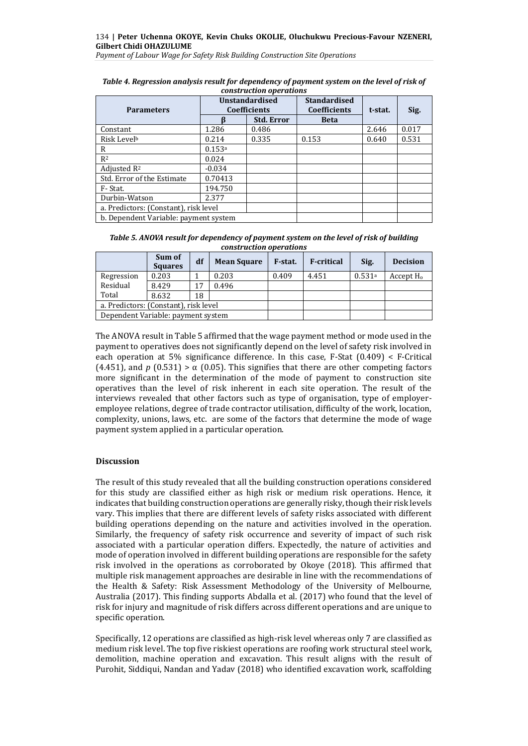*Table 4. Regression analysis result for dependency of payment system on the level of risk of construction operations*

| Parameters | Unstandardised Coefficients | | Standardised Coefficients | t-stat. | Sig. |
|---|---|---|---|---|---|
| | β | Std. Error | Beta | | |
| Constant | 1.286 | 0.486 | | 2.646 | 0.017 |
| Risk Level[b] | 0.214 | 0.335 | 0.153 | 0.640 | 0.531 |
| R | 0.153[a] | | | | |
| $R^2$ | 0.024 | | | | |
| Adjusted $R^2$ | -0.034 | | | | |
| Std. Error of the Estimate | 0.70413 | | | | |
| F- Stat. | 194.750 | | | | |
| Durbin-Watson | 2.377 | | | | |
| a. Predictors: (Constant), risk level | | | | | |
| b. Dependent Variable: payment system | | | | | |

*Table 5. ANOVA result for dependency of payment system on the level of risk of building construction operations*

| | Sum of Squares | df | Mean Square | F-stat. | F-critical | Sig. | Decision |
|---|---|---|---|---|---|---|---|
| Regression | 0.203 | 1 | 0.203 | 0.409 | 4.451 | 0.531[a] | Accept $H_o$ |
| Residual | 8.429 | 17 | 0.496 | | | | |
| Total | 8.632 | 18 | | | | | |
| a. Predictors: (Constant), risk level | | | | | | | |
| Dependent Variable: payment system | | | | | | | |

The ANOVA result in Table 5 affirmed that the wage payment method or mode used in the payment to operatives does not significantly depend on the level of safety risk involved in each operation at 5% significance difference. In this case, F-Stat (0.409) < F-Critical (4.451), and $p$ (0.531) > $\alpha$ (0.05). This signifies that there are other competing factors more significant in the determination of the mode of payment to construction site operatives than the level of risk inherent in each site operation. The result of the interviews revealed that other factors such as type of organisation, type of employer-employee relations, degree of trade contractor utilisation, difficulty of the work, location, complexity, unions, laws, etc. are some of the factors that determine the mode of wage payment system applied in a particular operation.

## Discussion

The result of this study revealed that all the building construction operations considered for this study are classified either as high risk or medium risk operations. Hence, it indicates that building construction operations are generally risky, though their risk levels vary. This implies that there are different levels of safety risks associated with different building operations depending on the nature and activities involved in the operation. Similarly, the frequency of safety risk occurrence and severity of impact of such risk associated with a particular operation differs. Expectedly, the nature of activities and mode of operation involved in different building operations are responsible for the safety risk involved in the operations as corroborated by Okoye (2018). This affirmed that multiple risk management approaches are desirable in line with the recommendations of the Health & Safety: Risk Assessment Methodology of the University of Melbourne, Australia (2017). This finding supports Abdalla et al. (2017) who found that the level of risk for injury and magnitude of risk differs across different operations and are unique to specific operation.

Specifically, 12 operations are classified as high-risk level whereas only 7 are classified as medium risk level. The top five riskiest operations are roofing work structural steel work, demolition, machine operation and excavation. This result aligns with the result of Purohit, Siddiqui, Nandan and Yadav (2018) who identified excavation work, scaffolding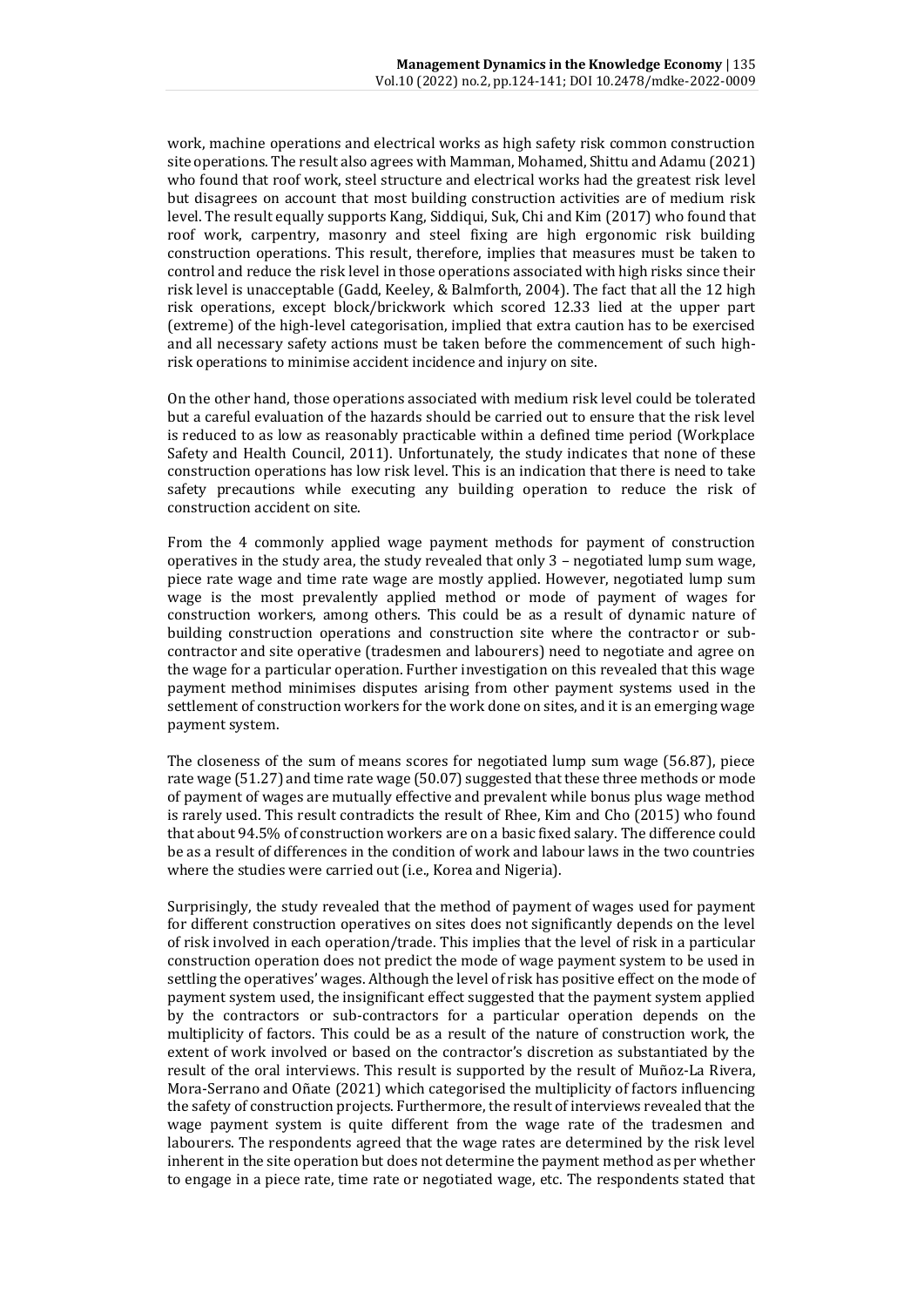work, machine operations and electrical works as high safety risk common construction site operations. The result also agrees with Mamman, Mohamed, Shittu and Adamu (2021) who found that roof work, steel structure and electrical works had the greatest risk level but disagrees on account that most building construction activities are of medium risk level. The result equally supports Kang, Siddiqui, Suk, Chi and Kim (2017) who found that roof work, carpentry, masonry and steel fixing are high ergonomic risk building construction operations. This result, therefore, implies that measures must be taken to control and reduce the risk level in those operations associated with high risks since their risk level is unacceptable (Gadd, Keeley, & Balmforth, 2004). The fact that all the 12 high risk operations, except block/brickwork which scored 12.33 lied at the upper part (extreme) of the high-level categorisation, implied that extra caution has to be exercised and all necessary safety actions must be taken before the commencement of such high-risk operations to minimise accident incidence and injury on site.

On the other hand, those operations associated with medium risk level could be tolerated but a careful evaluation of the hazards should be carried out to ensure that the risk level is reduced to as low as reasonably practicable within a defined time period (Workplace Safety and Health Council, 2011). Unfortunately, the study indicates that none of these construction operations has low risk level. This is an indication that there is need to take safety precautions while executing any building operation to reduce the risk of construction accident on site.

From the 4 commonly applied wage payment methods for payment of construction operatives in the study area, the study revealed that only 3 – negotiated lump sum wage, piece rate wage and time rate wage are mostly applied. However, negotiated lump sum wage is the most prevalently applied method or mode of payment of wages for construction workers, among others. This could be as a result of dynamic nature of building construction operations and construction site where the contractor or sub-contractor and site operative (tradesmen and labourers) need to negotiate and agree on the wage for a particular operation. Further investigation on this revealed that this wage payment method minimises disputes arising from other payment systems used in the settlement of construction workers for the work done on sites, and it is an emerging wage payment system.

The closeness of the sum of means scores for negotiated lump sum wage (56.87), piece rate wage (51.27) and time rate wage (50.07) suggested that these three methods or mode of payment of wages are mutually effective and prevalent while bonus plus wage method is rarely used. This result contradicts the result of Rhee, Kim and Cho (2015) who found that about 94.5% of construction workers are on a basic fixed salary. The difference could be as a result of differences in the condition of work and labour laws in the two countries where the studies were carried out (i.e., Korea and Nigeria).

Surprisingly, the study revealed that the method of payment of wages used for payment for different construction operatives on sites does not significantly depends on the level of risk involved in each operation/trade. This implies that the level of risk in a particular construction operation does not predict the mode of wage payment system to be used in settling the operatives' wages. Although the level of risk has positive effect on the mode of payment system used, the insignificant effect suggested that the payment system applied by the contractors or sub-contractors for a particular operation depends on the multiplicity of factors. This could be as a result of the nature of construction work, the extent of work involved or based on the contractor's discretion as substantiated by the result of the oral interviews. This result is supported by the result of Muñoz-La Rivera, Mora-Serrano and Oñate (2021) which categorised the multiplicity of factors influencing the safety of construction projects. Furthermore, the result of interviews revealed that the wage payment system is quite different from the wage rate of the tradesmen and labourers. The respondents agreed that the wage rates are determined by the risk level inherent in the site operation but does not determine the payment method as per whether to engage in a piece rate, time rate or negotiated wage, etc. The respondents stated that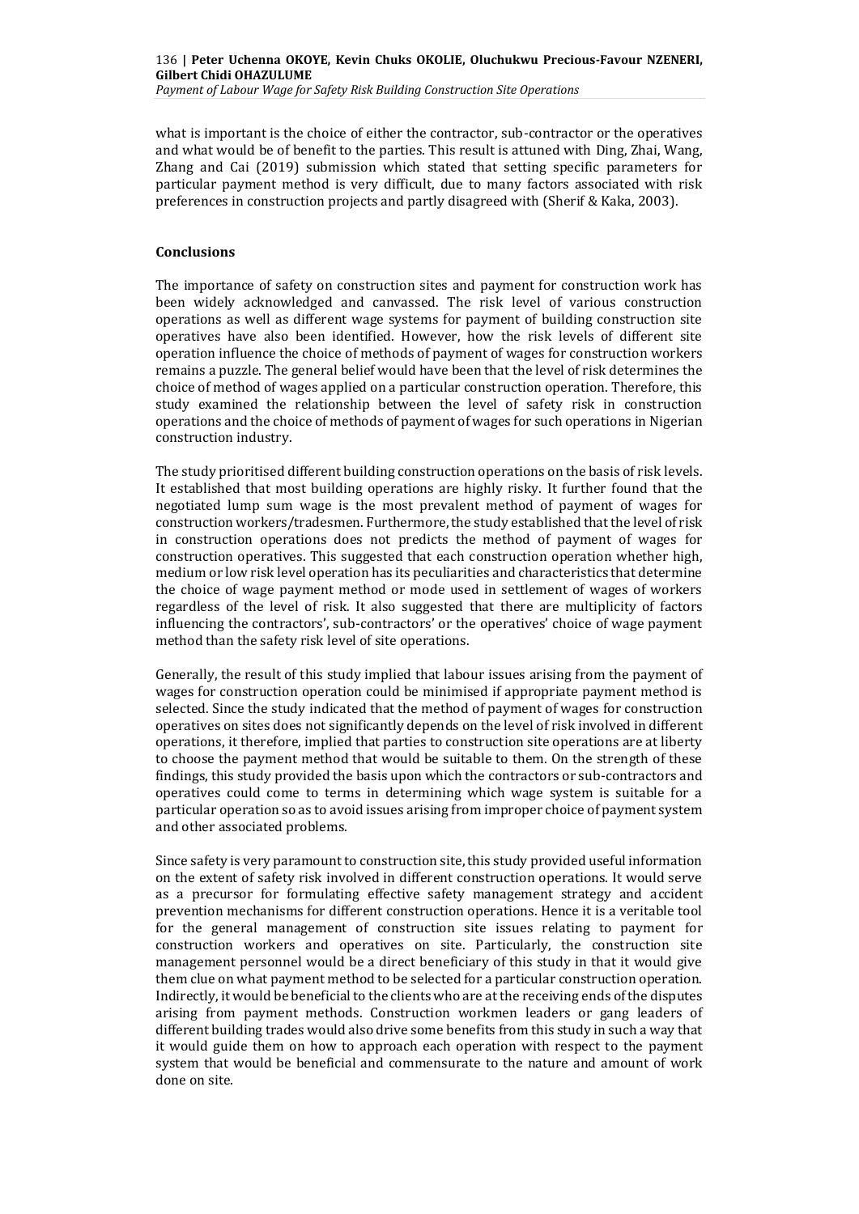what is important is the choice of either the contractor, sub-contractor or the operatives and what would be of benefit to the parties. This result is attuned with Ding, Zhai, Wang, Zhang and Cai (2019) submission which stated that setting specific parameters for particular payment method is very difficult, due to many factors associated with risk preferences in construction projects and partly disagreed with (Sherif & Kaka, 2003).

## Conclusions

The importance of safety on construction sites and payment for construction work has been widely acknowledged and canvassed. The risk level of various construction operations as well as different wage systems for payment of building construction site operatives have also been identified. However, how the risk levels of different site operation influence the choice of methods of payment of wages for construction workers remains a puzzle. The general belief would have been that the level of risk determines the choice of method of wages applied on a particular construction operation. Therefore, this study examined the relationship between the level of safety risk in construction operations and the choice of methods of payment of wages for such operations in Nigerian construction industry.

The study prioritised different building construction operations on the basis of risk levels. It established that most building operations are highly risky. It further found that the negotiated lump sum wage is the most prevalent method of payment of wages for construction workers/tradesmen. Furthermore, the study established that the level of risk in construction operations does not predicts the method of payment of wages for construction operatives. This suggested that each construction operation whether high, medium or low risk level operation has its peculiarities and characteristics that determine the choice of wage payment method or mode used in settlement of wages of workers regardless of the level of risk. It also suggested that there are multiplicity of factors influencing the contractors', sub-contractors' or the operatives' choice of wage payment method than the safety risk level of site operations.

Generally, the result of this study implied that labour issues arising from the payment of wages for construction operation could be minimised if appropriate payment method is selected. Since the study indicated that the method of payment of wages for construction operatives on sites does not significantly depends on the level of risk involved in different operations, it therefore, implied that parties to construction site operations are at liberty to choose the payment method that would be suitable to them. On the strength of these findings, this study provided the basis upon which the contractors or sub-contractors and operatives could come to terms in determining which wage system is suitable for a particular operation so as to avoid issues arising from improper choice of payment system and other associated problems.

Since safety is very paramount to construction site, this study provided useful information on the extent of safety risk involved in different construction operations. It would serve as a precursor for formulating effective safety management strategy and accident prevention mechanisms for different construction operations. Hence it is a veritable tool for the general management of construction site issues relating to payment for construction workers and operatives on site. Particularly, the construction site management personnel would be a direct beneficiary of this study in that it would give them clue on what payment method to be selected for a particular construction operation. Indirectly, it would be beneficial to the clients who are at the receiving ends of the disputes arising from payment methods. Construction workmen leaders or gang leaders of different building trades would also drive some benefits from this study in such a way that it would guide them on how to approach each operation with respect to the payment system that would be beneficial and commensurate to the nature and amount of work done on site.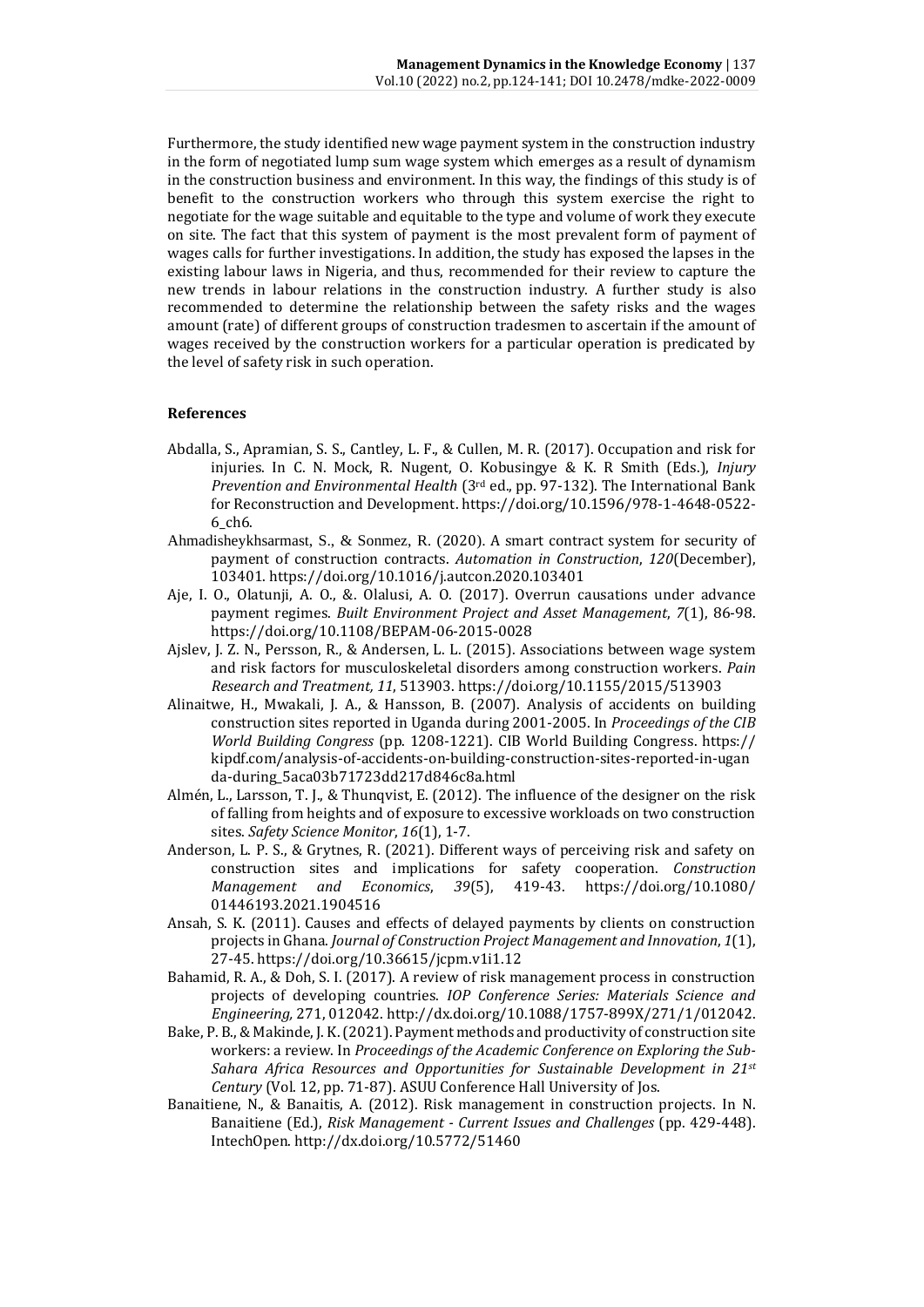Furthermore, the study identified new wage payment system in the construction industry in the form of negotiated lump sum wage system which emerges as a result of dynamism in the construction business and environment. In this way, the findings of this study is of benefit to the construction workers who through this system exercise the right to negotiate for the wage suitable and equitable to the type and volume of work they execute on site. The fact that this system of payment is the most prevalent form of payment of wages calls for further investigations. In addition, the study has exposed the lapses in the existing labour laws in Nigeria, and thus, recommended for their review to capture the new trends in labour relations in the construction industry. A further study is also recommended to determine the relationship between the safety risks and the wages amount (rate) of different groups of construction tradesmen to ascertain if the amount of wages received by the construction workers for a particular operation is predicated by the level of safety risk in such operation.

## References

Abdalla, S., Apramian, S. S., Cantley, L. F., & Cullen, M. R. (2017). Occupation and risk for injuries. In C. N. Mock, R. Nugent, O. Kobusingye & K. R Smith (Eds.), *Injury Prevention and Environmental Health* (3rd ed., pp. 97-132). The International Bank for Reconstruction and Development. https://doi.org/10.1596/978-1-4648-0522-6_ch6.

Ahmadisheykhsarmast, S., & Sonmez, R. (2020). A smart contract system for security of payment of construction contracts. *Automation in Construction*, *120*(December), 103401. https://doi.org/10.1016/j.autcon.2020.103401

Aje, I. O., Olatunji, A. O., &. Olalusi, A. O. (2017). Overrun causations under advance payment regimes. *Built Environment Project and Asset Management*, *7*(1), 86-98. https://doi.org/10.1108/BEPAM-06-2015-0028

Ajslev, J. Z. N., Persson, R., & Andersen, L. L. (2015). Associations between wage system and risk factors for musculoskeletal disorders among construction workers. *Pain Research and Treatment, 11*, 513903. https://doi.org/10.1155/2015/513903

Alinaitwe, H., Mwakali, J. A., & Hansson, B. (2007). Analysis of accidents on building construction sites reported in Uganda during 2001-2005. In *Proceedings of the CIB World Building Congress* (pp. 1208-1221). CIB World Building Congress. https://kipdf.com/analysis-of-accidents-on-building-construction-sites-reported-in-uganda-during_5aca03b71723dd217d846c8a.html

Almén, L., Larsson, T. J., & Thunqvist, E. (2012). The influence of the designer on the risk of falling from heights and of exposure to excessive workloads on two construction sites. *Safety Science Monitor*, *16*(1), 1-7.

Anderson, L. P. S., & Grytnes, R. (2021). Different ways of perceiving risk and safety on construction sites and implications for safety cooperation. *Construction Management and Economics*, *39*(5), 419-43. https://doi.org/10.1080/01446193.2021.1904516

Ansah, S. K. (2011). Causes and effects of delayed payments by clients on construction projects in Ghana. *Journal of Construction Project Management and Innovation*, *1*(1), 27-45. https://doi.org/10.36615/jcpm.v1i1.12

Bahamid, R. A., & Doh, S. I. (2017). A review of risk management process in construction projects of developing countries. *IOP Conference Series: Materials Science and Engineering,* 271, 012042. http://dx.doi.org/10.1088/1757-899X/271/1/012042.

Bake, P. B., & Makinde, J. K. (2021). Payment methods and productivity of construction site workers: a review. In *Proceedings of the Academic Conference on Exploring the Sub-Sahara Africa Resources and Opportunities for Sustainable Development in 21st Century* (Vol. 12, pp. 71-87). ASUU Conference Hall University of Jos.

Banaitiene, N., & Banaitis, A. (2012). Risk management in construction projects. In N. Banaitiene (Ed.), *Risk Management - Current Issues and Challenges* (pp. 429-448). IntechOpen. http://dx.doi.org/10.5772/51460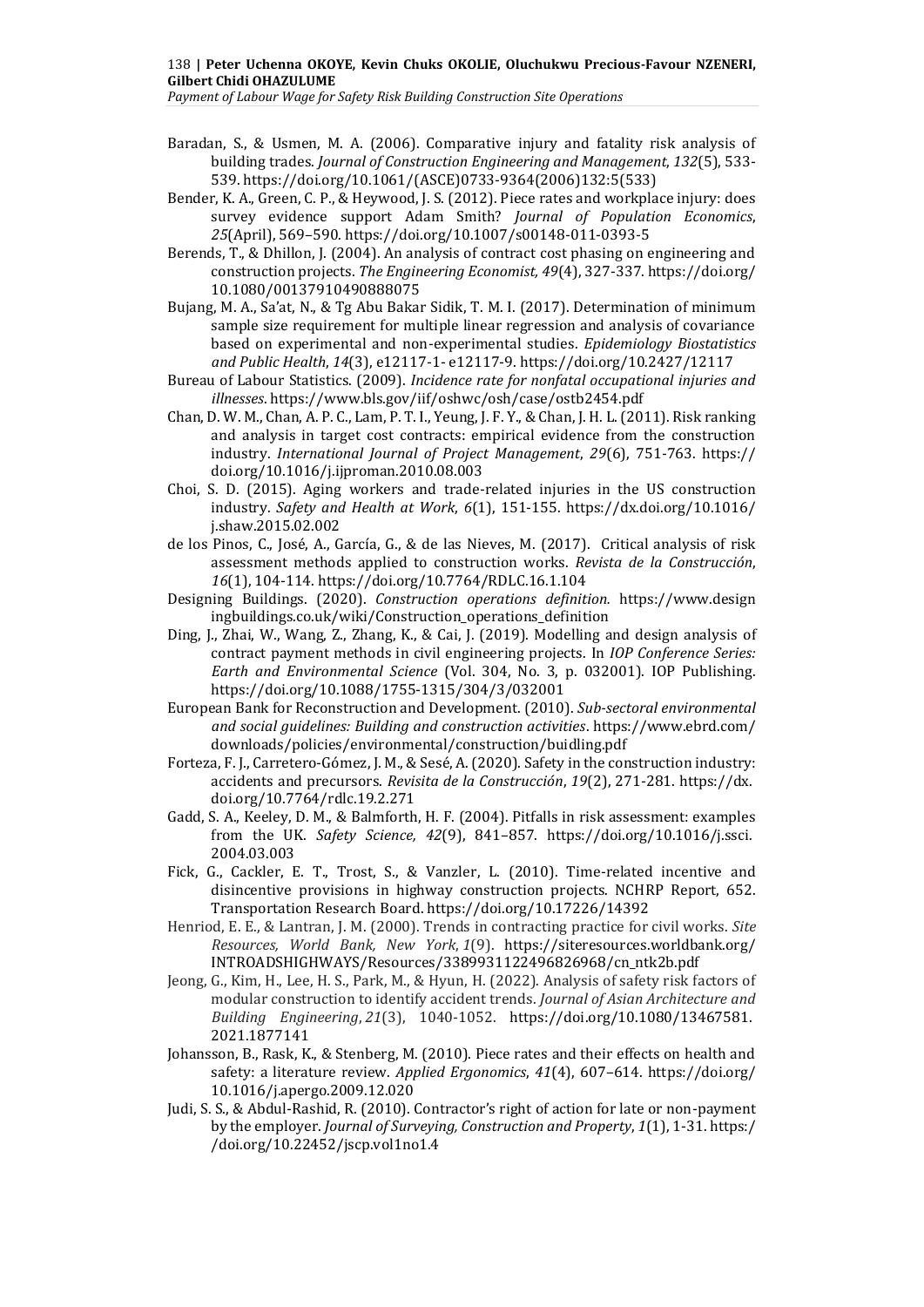Baradan, S., & Usmen, M. A. (2006). Comparative injury and fatality risk analysis of building trades. *Journal of Construction Engineering and Management*, *132*(5), 533-539. https://doi.org/10.1061/(ASCE)0733-9364(2006)132:5(533)

Bender, K. A., Green, C. P., & Heywood, J. S. (2012). Piece rates and workplace injury: does survey evidence support Adam Smith? *Journal of Population Economics*, *25*(April), 569–590. https://doi.org/10.1007/s00148-011-0393-5

Berends, T., & Dhillon, J. (2004). An analysis of contract cost phasing on engineering and construction projects. *The Engineering Economist, 49*(4), 327-337. https://doi.org/10.1080/00137910490888075

Bujang, M. A., Sa'at, N., & Tg Abu Bakar Sidik, T. M. I. (2017). Determination of minimum sample size requirement for multiple linear regression and analysis of covariance based on experimental and non-experimental studies. *Epidemiology Biostatistics and Public Health*, *14*(3), e12117-1- e12117-9. https://doi.org/10.2427/12117

Bureau of Labour Statistics. (2009). *Incidence rate for nonfatal occupational injuries and illnesses*. https://www.bls.gov/iif/oshwc/osh/case/ostb2454.pdf

Chan, D. W. M., Chan, A. P. C., Lam, P. T. I., Yeung, J. F. Y., & Chan, J. H. L. (2011). Risk ranking and analysis in target cost contracts: empirical evidence from the construction industry. *International Journal of Project Management*, *29*(6), 751-763. https://doi.org/10.1016/j.ijproman.2010.08.003

Choi, S. D. (2015). Aging workers and trade-related injuries in the US construction industry. *Safety and Health at Work*, *6*(1), 151-155. https://dx.doi.org/10.1016/j.shaw.2015.02.002

de los Pinos, C., José, A., García, G., & de las Nieves, M. (2017). Critical analysis of risk assessment methods applied to construction works. *Revista de la Construcción*, *16*(1), 104-114. https://doi.org/10.7764/RDLC.16.1.104

Designing Buildings. (2020). *Construction operations definition*. https://www.designingbuildings.co.uk/wiki/Construction_operations_definition

Ding, J., Zhai, W., Wang, Z., Zhang, K., & Cai, J. (2019). Modelling and design analysis of contract payment methods in civil engineering projects. In *IOP Conference Series: Earth and Environmental Science* (Vol. 304, No. 3, p. 032001). IOP Publishing. https://doi.org/10.1088/1755-1315/304/3/032001

European Bank for Reconstruction and Development. (2010). *Sub-sectoral environmental and social guidelines: Building and construction activities*. https://www.ebrd.com/downloads/policies/environmental/construction/buidling.pdf

Forteza, F. J., Carretero-Gómez, J. M., & Sesé, A. (2020). Safety in the construction industry: accidents and precursors. *Revisita de la Construcción*, *19*(2), 271-281. https://dx.doi.org/10.7764/rdlc.19.2.271

Gadd, S. A., Keeley, D. M., & Balmforth, H. F. (2004). Pitfalls in risk assessment: examples from the UK. *Safety Science, 42*(9), 841–857. https://doi.org/10.1016/j.ssci.2004.03.003

Fick, G., Cackler, E. T., Trost, S., & Vanzler, L. (2010). Time-related incentive and disincentive provisions in highway construction projects. NCHRP Report, 652. Transportation Research Board. https://doi.org/10.17226/14392

Henriod, E. E., & Lantran, J. M. (2000). Trends in contracting practice for civil works. *Site Resources, World Bank, New York*, *1*(9). https://siteresources.worldbank.org/INTROADSHIGHWAYS/Resources/3389931122496826968/cn_ntk2b.pdf

Jeong, G., Kim, H., Lee, H. S., Park, M., & Hyun, H. (2022). Analysis of safety risk factors of modular construction to identify accident trends. *Journal of Asian Architecture and Building Engineering*, *21*(3), 1040-1052. https://doi.org/10.1080/13467581.2021.1877141

Johansson, B., Rask, K., & Stenberg, M. (2010). Piece rates and their effects on health and safety: a literature review. *Applied Ergonomics*, *41*(4), 607–614. https://doi.org/10.1016/j.apergo.2009.12.020

Judi, S. S., & Abdul-Rashid, R. (2010). Contractor's right of action for late or non-payment by the employer. *Journal of Surveying, Construction and Property*, *1*(1), 1-31. https://doi.org/10.22452/jscp.vol1no1.4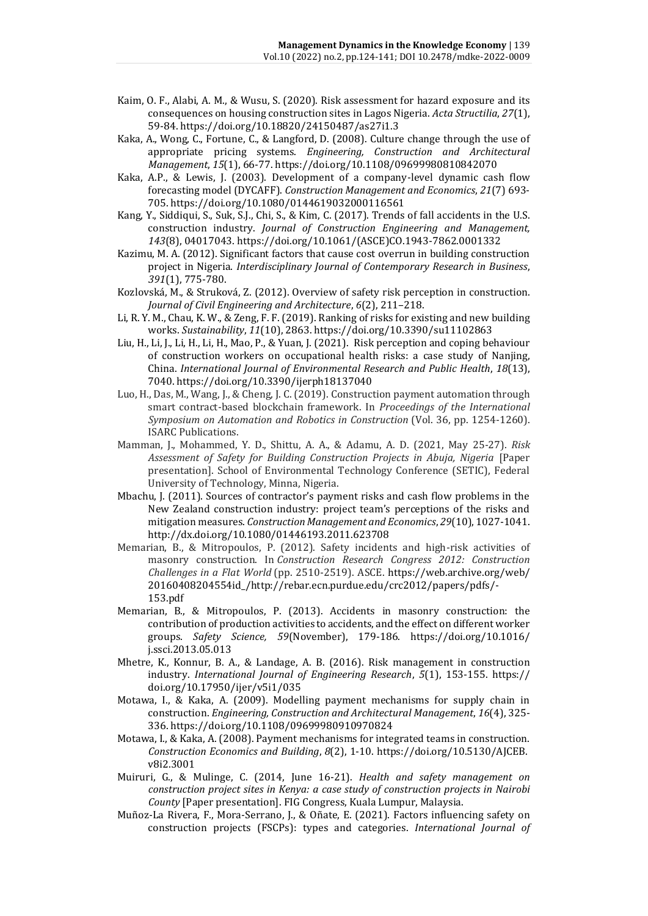Kaim, O. F., Alabi, A. M., & Wusu, S. (2020). Risk assessment for hazard exposure and its consequences on housing construction sites in Lagos Nigeria. *Acta Structilia*, *27*(1), 59-84. https://doi.org/10.18820/24150487/as27i1.3

Kaka, A., Wong, C., Fortune, C., & Langford, D. (2008). Culture change through the use of appropriate pricing systems. *Engineering, Construction and Architectural Management*, *15*(1), 66-77. https://doi.org/10.1108/09699980810842070

Kaka, A.P., & Lewis, J. (2003). Development of a company-level dynamic cash flow forecasting model (DYCAFF). *Construction Management and Economics*, *21*(7) 693-705. https://doi.org/10.1080/0144619032000116561

Kang, Y., Siddiqui, S., Suk, S.J., Chi, S., & Kim, C. (2017). Trends of fall accidents in the U.S. construction industry. *Journal of Construction Engineering and Management, 143*(8), 04017043. https://doi.org/10.1061/(ASCE)CO.1943-7862.0001332

Kazimu, M. A. (2012). Significant factors that cause cost overrun in building construction project in Nigeria. *Interdisciplinary Journal of Contemporary Research in Business*, *391*(1), 775-780.

Kozlovská, M., & Struková, Z. (2012). Overview of safety risk perception in construction. *Journal of Civil Engineering and Architecture*, *6*(2), 211–218.

Li, R. Y. M., Chau, K. W., & Zeng, F. F. (2019). Ranking of risks for existing and new building works. *Sustainability*, *11*(10), 2863. https://doi.org/10.3390/su11102863

Liu, H., Li, J., Li, H., Li, H., Mao, P., & Yuan, J. (2021). Risk perception and coping behaviour of construction workers on occupational health risks: a case study of Nanjing, China. *International Journal of Environmental Research and Public Health*, *18*(13), 7040. https://doi.org/10.3390/ijerph18137040

Luo, H., Das, M., Wang, J., & Cheng, J. C. (2019). Construction payment automation through smart contract-based blockchain framework. In *Proceedings of the International Symposium on Automation and Robotics in Construction* (Vol. 36, pp. 1254-1260). ISARC Publications.

Mamman, J., Mohammed, Y. D., Shittu, A. A., & Adamu, A. D. (2021, May 25-27). *Risk Assessment of Safety for Building Construction Projects in Abuja, Nigeria* [Paper presentation]. School of Environmental Technology Conference (SETIC), Federal University of Technology, Minna, Nigeria.

Mbachu, J. (2011). Sources of contractor's payment risks and cash flow problems in the New Zealand construction industry: project team's perceptions of the risks and mitigation measures. *Construction Management and Economics*, *29*(10), 1027-1041. http://dx.doi.org/10.1080/01446193.2011.623708

Memarian, B., & Mitropoulos, P. (2012). Safety incidents and high-risk activities of masonry construction. In *Construction Research Congress 2012: Construction Challenges in a Flat World* (pp. 2510-2519). ASCE. https://web.archive.org/web/20160408204554id_/http://rebar.ecn.purdue.edu/crc2012/papers/pdfs/-153.pdf

Memarian, B., & Mitropoulos, P. (2013). Accidents in masonry construction: the contribution of production activities to accidents, and the effect on different worker groups. *Safety Science, 59*(November), 179-186. https://doi.org/10.1016/j.ssci.2013.05.013

Mhetre, K., Konnur, B. A., & Landage, A. B. (2016). Risk management in construction industry. *International Journal of Engineering Research*, *5*(1), 153-155. https://doi.org/10.17950/ijer/v5i1/035

Motawa, I., & Kaka, A. (2009). Modelling payment mechanisms for supply chain in construction. *Engineering, Construction and Architectural Management*, *16*(4), 325-336. https://doi.org/10.1108/09699980910970824

Motawa, I., & Kaka, A. (2008). Payment mechanisms for integrated teams in construction. *Construction Economics and Building*, *8*(2), 1-10. https://doi.org/10.5130/AJCEB.v8i2.3001

Muiruri, G., & Mulinge, C. (2014, June 16-21). *Health and safety management on construction project sites in Kenya: a case study of construction projects in Nairobi County* [Paper presentation]. FIG Congress, Kuala Lumpur, Malaysia.

Muñoz-La Rivera, F., Mora-Serrano, J., & Oñate, E. (2021). Factors influencing safety on construction projects (FSCPs): types and categories. *International Journal of*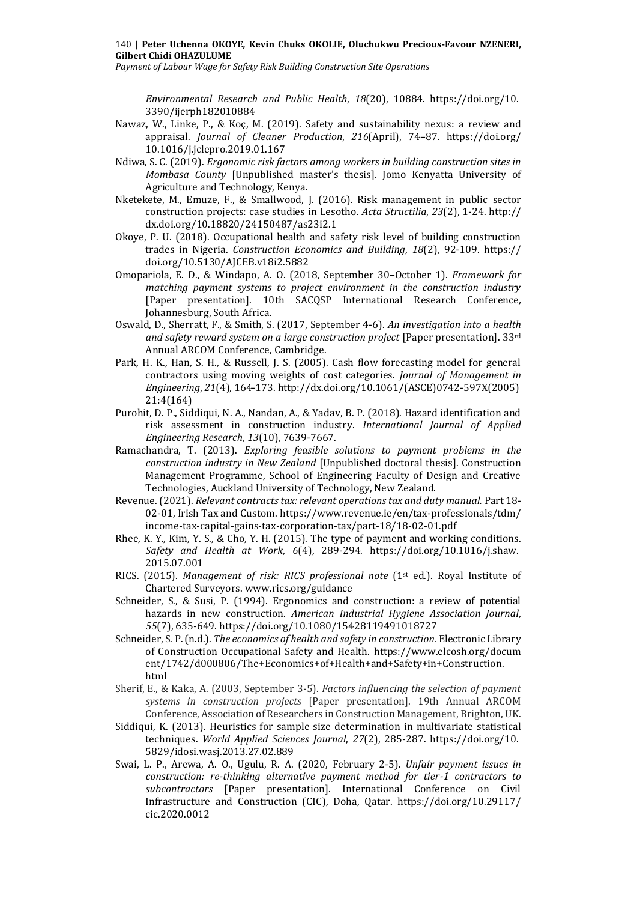*Environmental Research and Public Health*, *18*(20), 10884. https://doi.org/10.3390/ijerph182010884

Nawaz, W., Linke, P., & Koç, M. (2019). Safety and sustainability nexus: a review and appraisal. *Journal of Cleaner Production*, *216*(April), 74–87. https://doi.org/10.1016/j.jclepro.2019.01.167

Ndiwa, S. C. (2019). *Ergonomic risk factors among workers in building construction sites in Mombasa County* [Unpublished master's thesis]. Jomo Kenyatta University of Agriculture and Technology, Kenya.

Nketekete, M., Emuze, F., & Smallwood, J. (2016). Risk management in public sector construction projects: case studies in Lesotho. *Acta Structilia*, *23*(2), 1-24. http://dx.doi.org/10.18820/24150487/as23i2.1

Okoye, P. U. (2018). Occupational health and safety risk level of building construction trades in Nigeria. *Construction Economics and Building*, *18*(2), 92-109. https://doi.org/10.5130/AJCEB.v18i2.5882

Omopariola, E. D., & Windapo, A. O. (2018, September 30–October 1). *Framework for matching payment systems to project environment in the construction industry* [Paper presentation]. 10th SACQSP International Research Conference, Johannesburg, South Africa.

Oswald, D., Sherratt, F., & Smith, S. (2017, September 4-6). *An investigation into a health and safety reward system on a large construction project* [Paper presentation]. 33rd Annual ARCOM Conference, Cambridge.

Park, H. K., Han, S. H., & Russell, J. S. (2005). Cash flow forecasting model for general contractors using moving weights of cost categories. *Journal of Management in Engineering*, *21*(4), 164-173. http://dx.doi.org/10.1061/(ASCE)0742-597X(2005)21:4(164)

Purohit, D. P., Siddiqui, N. A., Nandan, A., & Yadav, B. P. (2018). Hazard identification and risk assessment in construction industry. *International Journal of Applied Engineering Research*, *13*(10), 7639-7667.

Ramachandra, T. (2013). *Exploring feasible solutions to payment problems in the construction industry in New Zealand* [Unpublished doctoral thesis]. Construction Management Programme, School of Engineering Faculty of Design and Creative Technologies, Auckland University of Technology, New Zealand.

Revenue. (2021). *Relevant contracts tax: relevant operations tax and duty manual.* Part 18-02-01, Irish Tax and Custom. https://www.revenue.ie/en/tax-professionals/tdm/income-tax-capital-gains-tax-corporation-tax/part-18/18-02-01.pdf

Rhee, K. Y., Kim, Y. S., & Cho, Y. H. (2015). The type of payment and working conditions. *Safety and Health at Work*, *6*(4), 289-294. https://doi.org/10.1016/j.shaw.2015.07.001

RICS. (2015). *Management of risk: RICS professional note* (1st ed.). Royal Institute of Chartered Surveyors. www.rics.org/guidance

Schneider, S., & Susi, P. (1994). Ergonomics and construction: a review of potential hazards in new construction. *American Industrial Hygiene Association Journal*, *55*(7), 635-649. https://doi.org/10.1080/15428119491018727

Schneider, S. P. (n.d.). *The economics of health and safety in construction.* Electronic Library of Construction Occupational Safety and Health. https://www.elcosh.org/document/1742/d000806/The+Economics+of+Health+and+Safety+in+Construction.html

Sherif, E., & Kaka, A. (2003, September 3-5). *Factors influencing the selection of payment systems in construction projects* [Paper presentation]. 19th Annual ARCOM Conference, Association of Researchers in Construction Management, Brighton, UK.

Siddiqui, K. (2013). Heuristics for sample size determination in multivariate statistical techniques. *World Applied Sciences Journal*, *27*(2), 285-287. https://doi.org/10.5829/idosi.wasj.2013.27.02.889

Swai, L. P., Arewa, A. O., Ugulu, R. A. (2020, February 2-5). *Unfair payment issues in construction: re-thinking alternative payment method for tier-1 contractors to subcontractors* [Paper presentation]. International Conference on Civil Infrastructure and Construction (CIC), Doha, Qatar. https://doi.org/10.29117/cic.2020.0012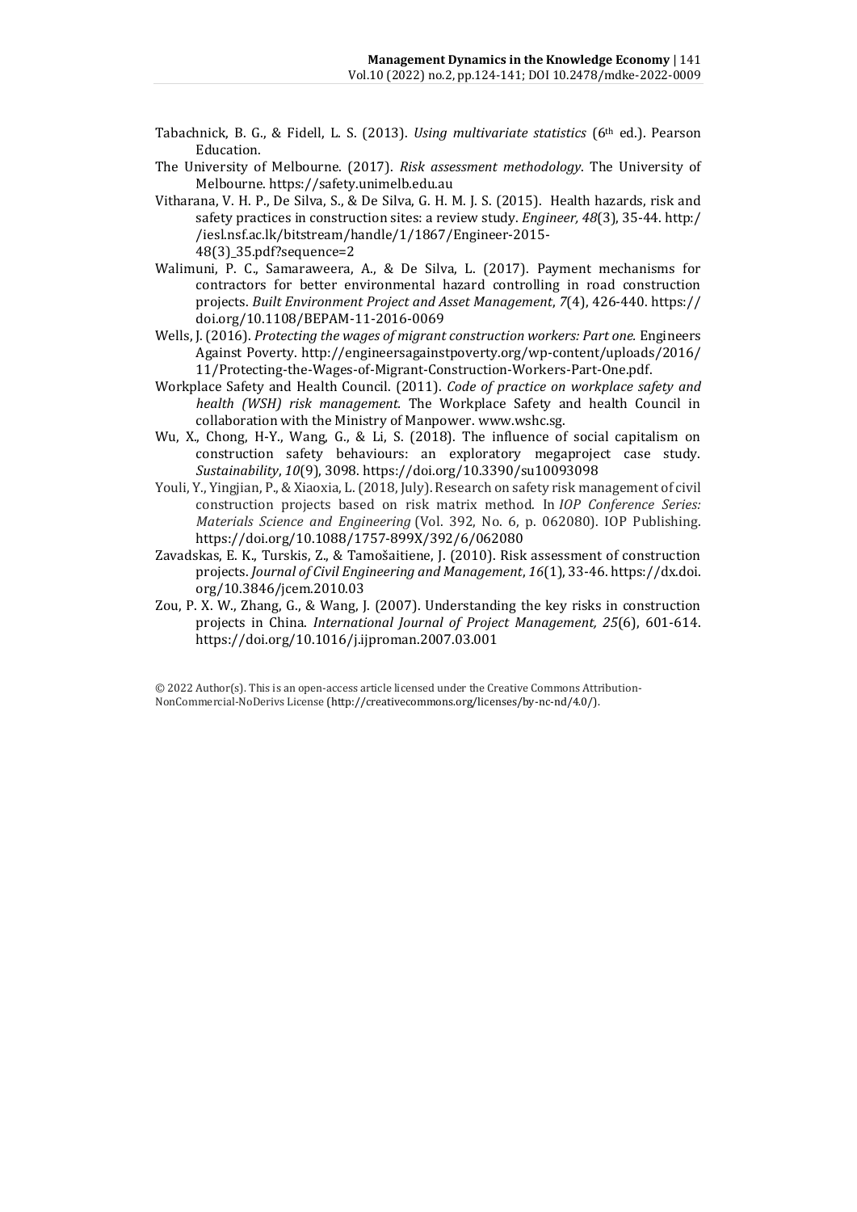Tabachnick, B. G., & Fidell, L. S. (2013). *Using multivariate statistics* (6th ed.). Pearson Education.

The University of Melbourne. (2017). *Risk assessment methodology*. The University of Melbourne. https://safety.unimelb.edu.au

Vitharana, V. H. P., De Silva, S., & De Silva, G. H. M. J. S. (2015). Health hazards, risk and safety practices in construction sites: a review study. *Engineer, 48*(3), 35-44. http://iesl.nsf.ac.lk/bitstream/handle/1/1867/Engineer-2015-48(3)_35.pdf?sequence=2

Walimuni, P. C., Samaraweera, A., & De Silva, L. (2017). Payment mechanisms for contractors for better environmental hazard controlling in road construction projects. *Built Environment Project and Asset Management*, *7*(4), 426-440. https://doi.org/10.1108/BEPAM-11-2016-0069

Wells, J. (2016). *Protecting the wages of migrant construction workers: Part one*. Engineers Against Poverty. http://engineersagainstpoverty.org/wp-content/uploads/2016/11/Protecting-the-Wages-of-Migrant-Construction-Workers-Part-One.pdf.

Workplace Safety and Health Council. (2011). *Code of practice on workplace safety and health (WSH) risk management*. The Workplace Safety and health Council in collaboration with the Ministry of Manpower. www.wshc.sg.

Wu, X., Chong, H-Y., Wang, G., & Li, S. (2018). The influence of social capitalism on construction safety behaviours: an exploratory megaproject case study. *Sustainability*, *10*(9), 3098. https://doi.org/10.3390/su10093098

Youli, Y., Yingjian, P., & Xiaoxia, L. (2018, July). Research on safety risk management of civil construction projects based on risk matrix method. In *IOP Conference Series: Materials Science and Engineering* (Vol. 392, No. 6, p. 062080). IOP Publishing. https://doi.org/10.1088/1757-899X/392/6/062080

Zavadskas, E. K., Turskis, Z., & Tamošaitiene, J. (2010). Risk assessment of construction projects. *Journal of Civil Engineering and Management*, *16*(1), 33-46. https://dx.doi.org/10.3846/jcem.2010.03

Zou, P. X. W., Zhang, G., & Wang, J. (2007). Understanding the key risks in construction projects in China. *International Journal of Project Management, 25*(6), 601-614. https://doi.org/10.1016/j.ijproman.2007.03.001

© 2022 Author(s). This is an open-access article licensed under the Creative Commons Attribution-NonCommercial-NoDerivs License (http://creativecommons.org/licenses/by-nc-nd/4.0/).